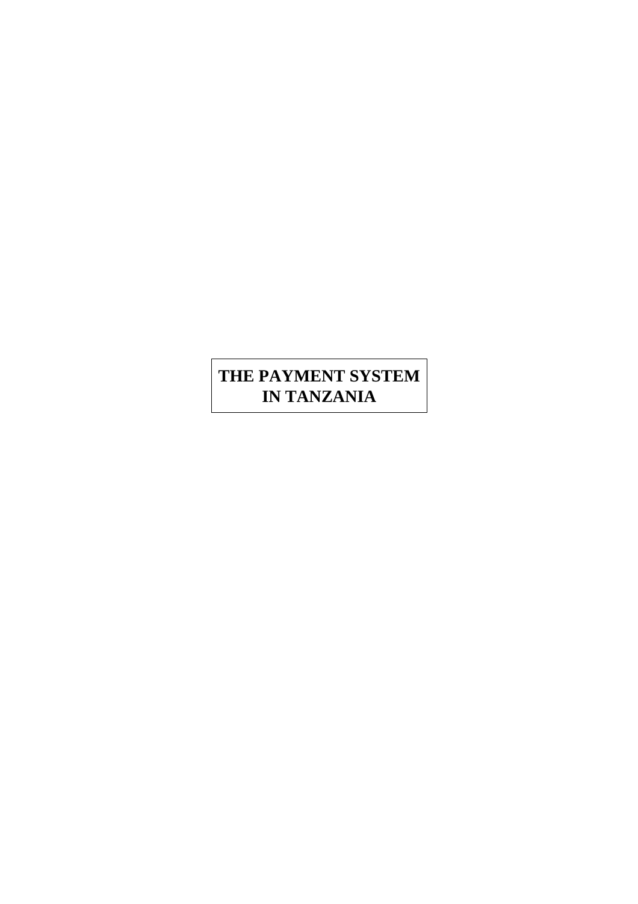# THE PAYMENT SYSTEM IN TANZANIA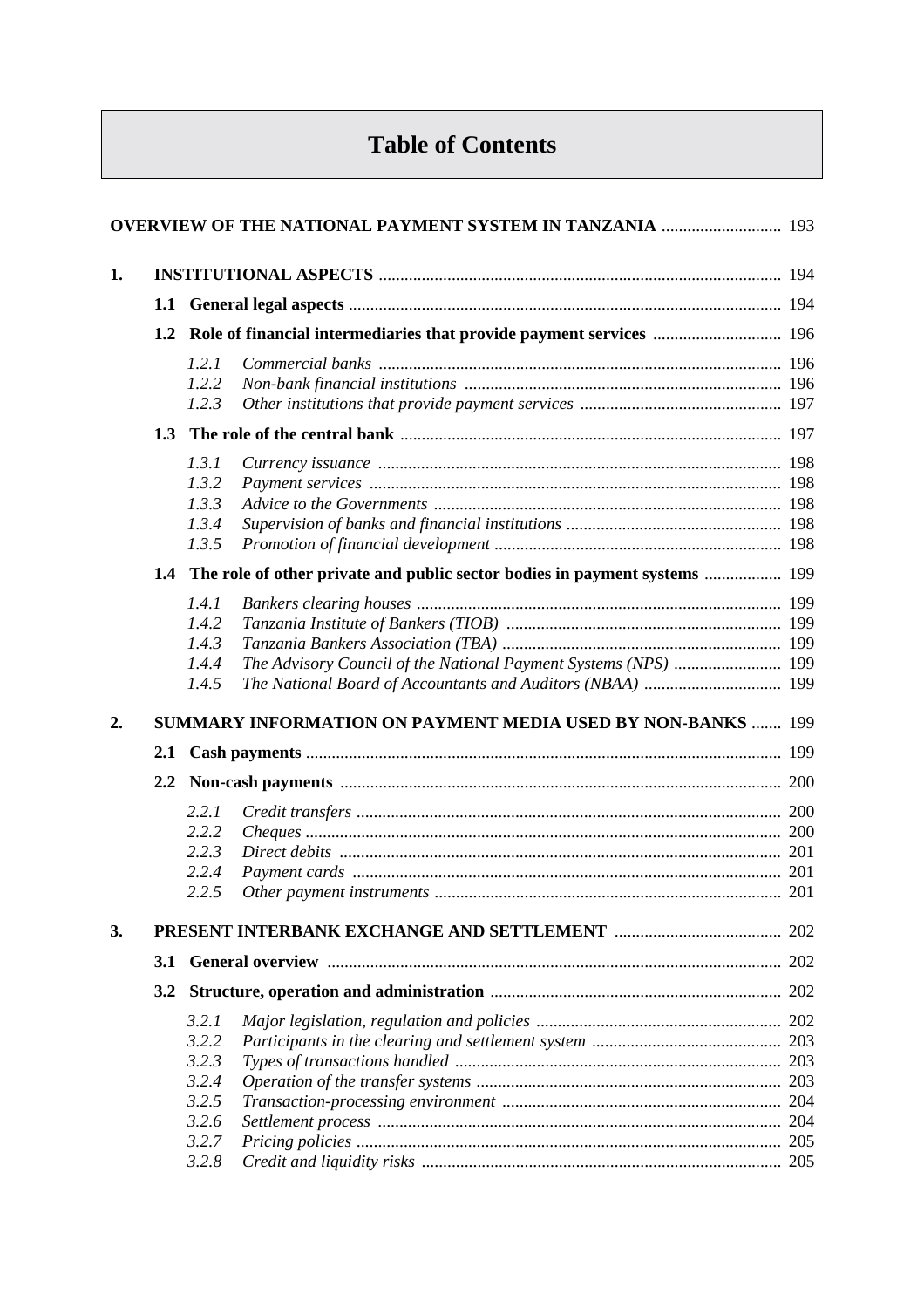# Table of Contents

**OVERVIEW OF THE NATIONAL PAYMENT SYSTEM IN TANZANIA** ............................ 193

**1. INSTITUTIONAL ASPECTS** ............................................................................................ 194

- **1.1 General legal aspects** .................................................................................................... 194
- **1.2 Role of financial intermediaries that provide payment services** .............................. 196
  - *1.2.1 Commercial banks* .............................................................................................. 196
  - *1.2.2 Non-bank financial institutions* .......................................................................... 196
  - *1.2.3 Other institutions that provide payment services* ............................................... 197
- **1.3 The role of the central bank** ......................................................................................... 197
  - *1.3.1 Currency issuance* ............................................................................................... 198
  - *1.3.2 Payment services* ................................................................................................. 198
  - *1.3.3 Advice to the Governments* ................................................................................. 198
  - *1.3.4 Supervision of banks and financial institutions* .................................................. 198
  - *1.3.5 Promotion of financial development* ................................................................... 198
- **1.4 The role of other private and public sector bodies in payment systems** .................. 199
  - *1.4.1 Bankers clearing houses* ..................................................................................... 199
  - *1.4.2 Tanzania Institute of Bankers (TIOB)* ................................................................ 199
  - *1.4.3 Tanzania Bankers Association (TBA)* ................................................................. 199
  - *1.4.4 The Advisory Council of the National Payment Systems (NPS)* ......................... 199
  - *1.4.5 The National Board of Accountants and Auditors (NBAA)* ................................ 199

**2. SUMMARY INFORMATION ON PAYMENT MEDIA USED BY NON-BANKS** ....... 199

- **2.1 Cash payments** .............................................................................................................. 199
- **2.2 Non-cash payments** ...................................................................................................... 200
  - *2.2.1 Credit transfers* ................................................................................................... 200
  - *2.2.2 Cheques* .............................................................................................................. 200
  - *2.2.3 Direct debits* ....................................................................................................... 201
  - *2.2.4 Payment cards* .................................................................................................... 201
  - *2.2.5 Other payment instruments* ................................................................................ 201

**3. PRESENT INTERBANK EXCHANGE AND SETTLEMENT** ....................................... 202

- **3.1 General overview** ......................................................................................................... 202
- **3.2 Structure, operation and administration** .................................................................... 202
  - *3.2.1 Major legislation, regulation and policies* .......................................................... 202
  - *3.2.2 Participants in the clearing and settlement system* ............................................ 203
  - *3.2.3 Types of transactions handled* ............................................................................ 203
  - *3.2.4 Operation of the transfer systems* ....................................................................... 203
  - *3.2.5 Transaction-processing environment* ................................................................. 204
  - *3.2.6 Settlement process* .............................................................................................. 204
  - *3.2.7 Pricing policies* ................................................................................................... 205
  - *3.2.8 Credit and liquidity risks* .................................................................................... 205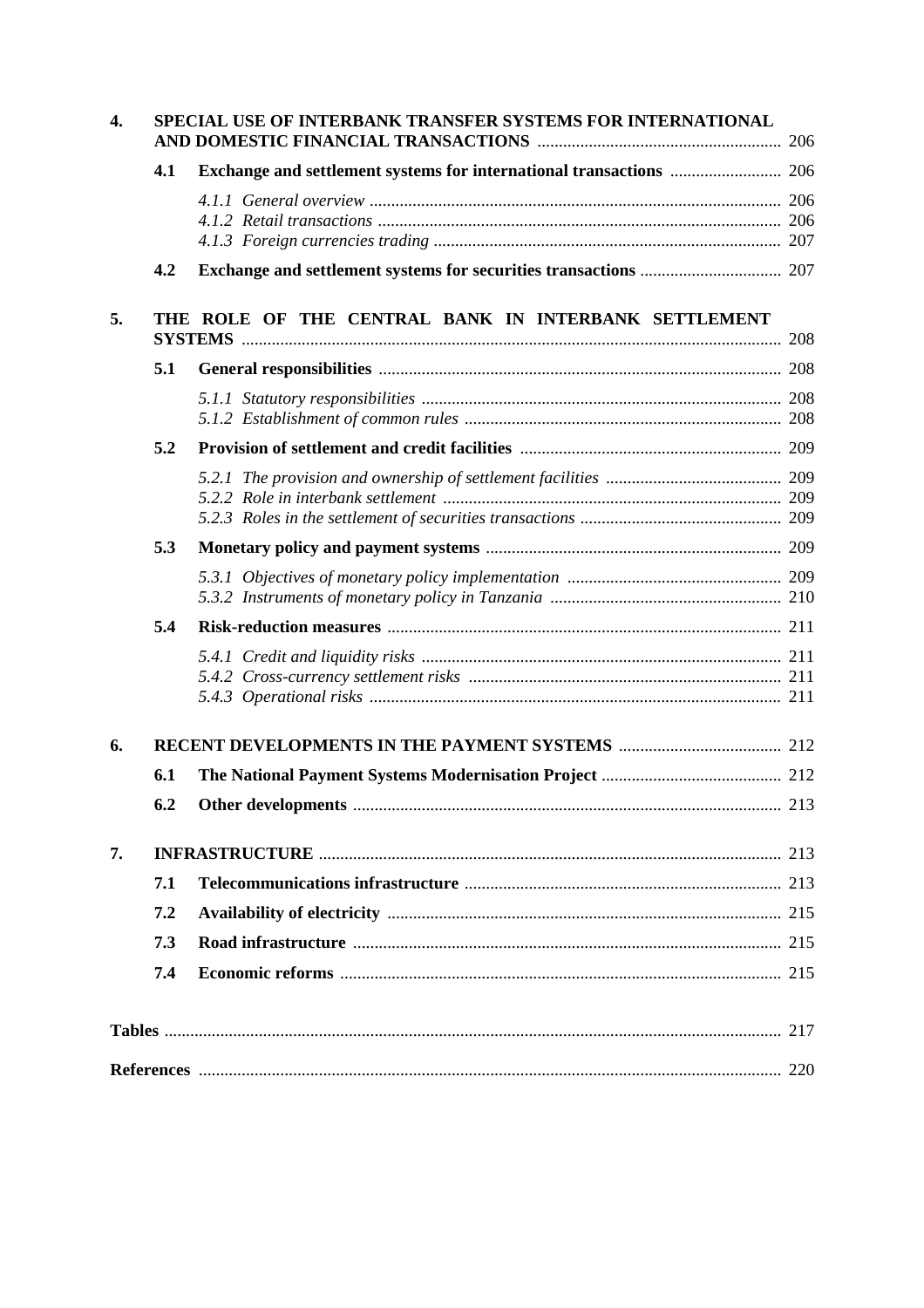**4. SPECIAL USE OF INTERBANK TRANSFER SYSTEMS FOR INTERNATIONAL AND DOMESTIC FINANCIAL TRANSACTIONS** ........ 206

**4.1 Exchange and settlement systems for international transactions** ........ 206

*4.1.1 General overview* ........ 206
*4.1.2 Retail transactions* ........ 206
*4.1.3 Foreign currencies trading* ........ 207

**4.2 Exchange and settlement systems for securities transactions** ........ 207

**5. THE ROLE OF THE CENTRAL BANK IN INTERBANK SETTLEMENT SYSTEMS** ........ 208

**5.1 General responsibilities** ........ 208

*5.1.1 Statutory responsibilities* ........ 208
*5.1.2 Establishment of common rules* ........ 208

**5.2 Provision of settlement and credit facilities** ........ 209

*5.2.1 The provision and ownership of settlement facilities* ........ 209
*5.2.2 Role in interbank settlement* ........ 209
*5.2.3 Roles in the settlement of securities transactions* ........ 209

**5.3 Monetary policy and payment systems** ........ 209

*5.3.1 Objectives of monetary policy implementation* ........ 209
*5.3.2 Instruments of monetary policy in Tanzania* ........ 210

**5.4 Risk-reduction measures** ........ 211

*5.4.1 Credit and liquidity risks* ........ 211
*5.4.2 Cross-currency settlement risks* ........ 211
*5.4.3 Operational risks* ........ 211

**6. RECENT DEVELOPMENTS IN THE PAYMENT SYSTEMS** ........ 212

**6.1 The National Payment Systems Modernisation Project** ........ 212

**6.2 Other developments** ........ 213

**7. INFRASTRUCTURE** ........ 213

**7.1 Telecommunications infrastructure** ........ 213

**7.2 Availability of electricity** ........ 215

**7.3 Road infrastructure** ........ 215

**7.4 Economic reforms** ........ 215

**Tables** ........ 217

**References** ........ 220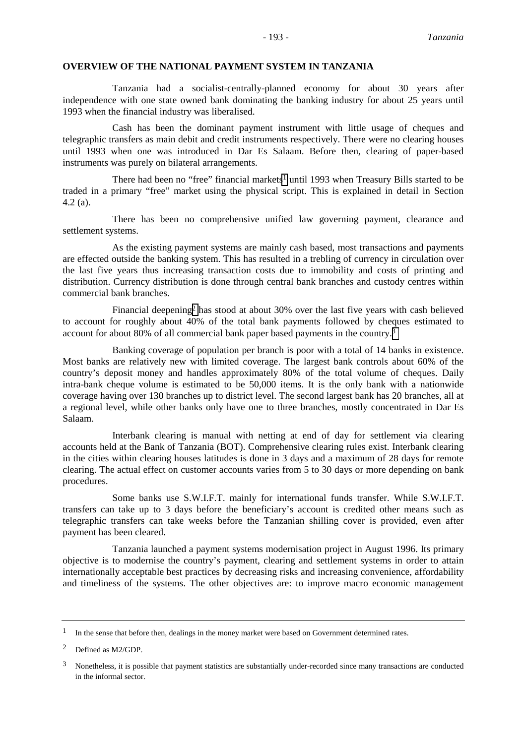## OVERVIEW OF THE NATIONAL PAYMENT SYSTEM IN TANZANIA

Tanzania had a socialist-centrally-planned economy for about 30 years after independence with one state owned bank dominating the banking industry for about 25 years until 1993 when the financial industry was liberalised.

Cash has been the dominant payment instrument with little usage of cheques and telegraphic transfers as main debit and credit instruments respectively. There were no clearing houses until 1993 when one was introduced in Dar Es Salaam. Before then, clearing of paper-based instruments was purely on bilateral arrangements.

There had been no "free" financial markets[1] until 1993 when Treasury Bills started to be traded in a primary "free" market using the physical script. This is explained in detail in Section 4.2 (a).

There has been no comprehensive unified law governing payment, clearance and settlement systems.

As the existing payment systems are mainly cash based, most transactions and payments are effected outside the banking system. This has resulted in a trebling of currency in circulation over the last five years thus increasing transaction costs due to immobility and costs of printing and distribution. Currency distribution is done through central bank branches and custody centres within commercial bank branches.

Financial deepening[2] has stood at about 30% over the last five years with cash believed to account for roughly about 40% of the total bank payments followed by cheques estimated to account for about 80% of all commercial bank paper based payments in the country.[3]

Banking coverage of population per branch is poor with a total of 14 banks in existence. Most banks are relatively new with limited coverage. The largest bank controls about 60% of the country's deposit money and handles approximately 80% of the total volume of cheques. Daily intra-bank cheque volume is estimated to be 50,000 items. It is the only bank with a nationwide coverage having over 130 branches up to district level. The second largest bank has 20 branches, all at a regional level, while other banks only have one to three branches, mostly concentrated in Dar Es Salaam.

Interbank clearing is manual with netting at end of day for settlement via clearing accounts held at the Bank of Tanzania (BOT). Comprehensive clearing rules exist. Interbank clearing in the cities within clearing houses latitudes is done in 3 days and a maximum of 28 days for remote clearing. The actual effect on customer accounts varies from 5 to 30 days or more depending on bank procedures.

Some banks use S.W.I.F.T. mainly for international funds transfer. While S.W.I.F.T. transfers can take up to 3 days before the beneficiary's account is credited other means such as telegraphic transfers can take weeks before the Tanzanian shilling cover is provided, even after payment has been cleared.

Tanzania launched a payment systems modernisation project in August 1996. Its primary objective is to modernise the country's payment, clearing and settlement systems in order to attain internationally acceptable best practices by decreasing risks and increasing convenience, affordability and timeliness of the systems. The other objectives are: to improve macro economic management

---

[1] In the sense that before then, dealings in the money market were based on Government determined rates.

[2] Defined as M2/GDP.

[3] Nonetheless, it is possible that payment statistics are substantially under-recorded since many transactions are conducted in the informal sector.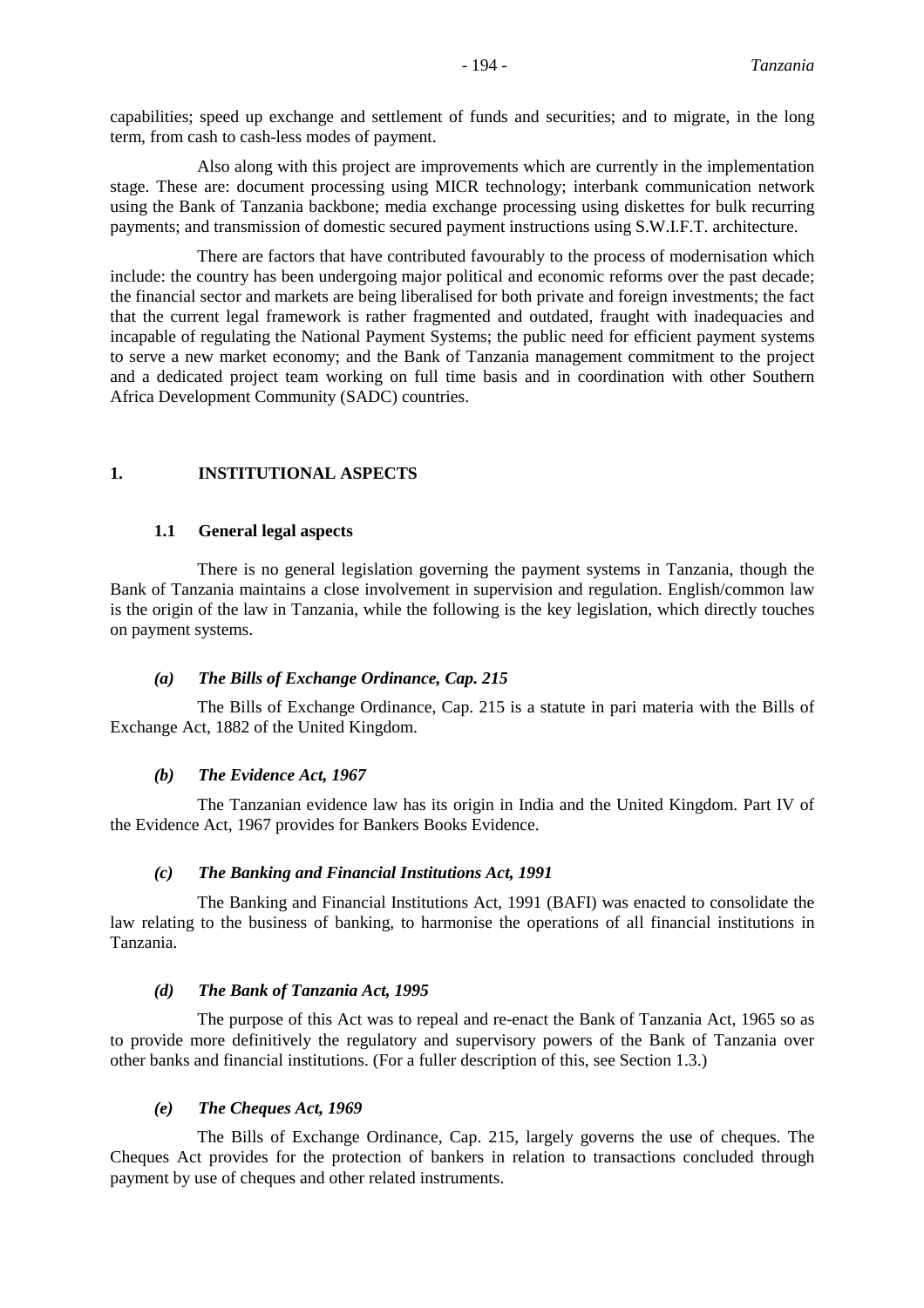capabilities; speed up exchange and settlement of funds and securities; and to migrate, in the long term, from cash to cash-less modes of payment.

Also along with this project are improvements which are currently in the implementation stage. These are: document processing using MICR technology; interbank communication network using the Bank of Tanzania backbone; media exchange processing using diskettes for bulk recurring payments; and transmission of domestic secured payment instructions using S.W.I.F.T. architecture.

There are factors that have contributed favourably to the process of modernisation which include: the country has been undergoing major political and economic reforms over the past decade; the financial sector and markets are being liberalised for both private and foreign investments; the fact that the current legal framework is rather fragmented and outdated, fraught with inadequacies and incapable of regulating the National Payment Systems; the public need for efficient payment systems to serve a new market economy; and the Bank of Tanzania management commitment to the project and a dedicated project team working on full time basis and in coordination with other Southern Africa Development Community (SADC) countries.

## 1. INSTITUTIONAL ASPECTS

### 1.1 General legal aspects

There is no general legislation governing the payment systems in Tanzania, though the Bank of Tanzania maintains a close involvement in supervision and regulation. English/common law is the origin of the law in Tanzania, while the following is the key legislation, which directly touches on payment systems.

#### *(a) The Bills of Exchange Ordinance, Cap. 215*

The Bills of Exchange Ordinance, Cap. 215 is a statute in pari materia with the Bills of Exchange Act, 1882 of the United Kingdom.

#### *(b) The Evidence Act, 1967*

The Tanzanian evidence law has its origin in India and the United Kingdom. Part IV of the Evidence Act, 1967 provides for Bankers Books Evidence.

#### *(c) The Banking and Financial Institutions Act, 1991*

The Banking and Financial Institutions Act, 1991 (BAFI) was enacted to consolidate the law relating to the business of banking, to harmonise the operations of all financial institutions in Tanzania.

#### *(d) The Bank of Tanzania Act, 1995*

The purpose of this Act was to repeal and re-enact the Bank of Tanzania Act, 1965 so as to provide more definitively the regulatory and supervisory powers of the Bank of Tanzania over other banks and financial institutions. (For a fuller description of this, see Section 1.3.)

#### *(e) The Cheques Act, 1969*

The Bills of Exchange Ordinance, Cap. 215, largely governs the use of cheques. The Cheques Act provides for the protection of bankers in relation to transactions concluded through payment by use of cheques and other related instruments.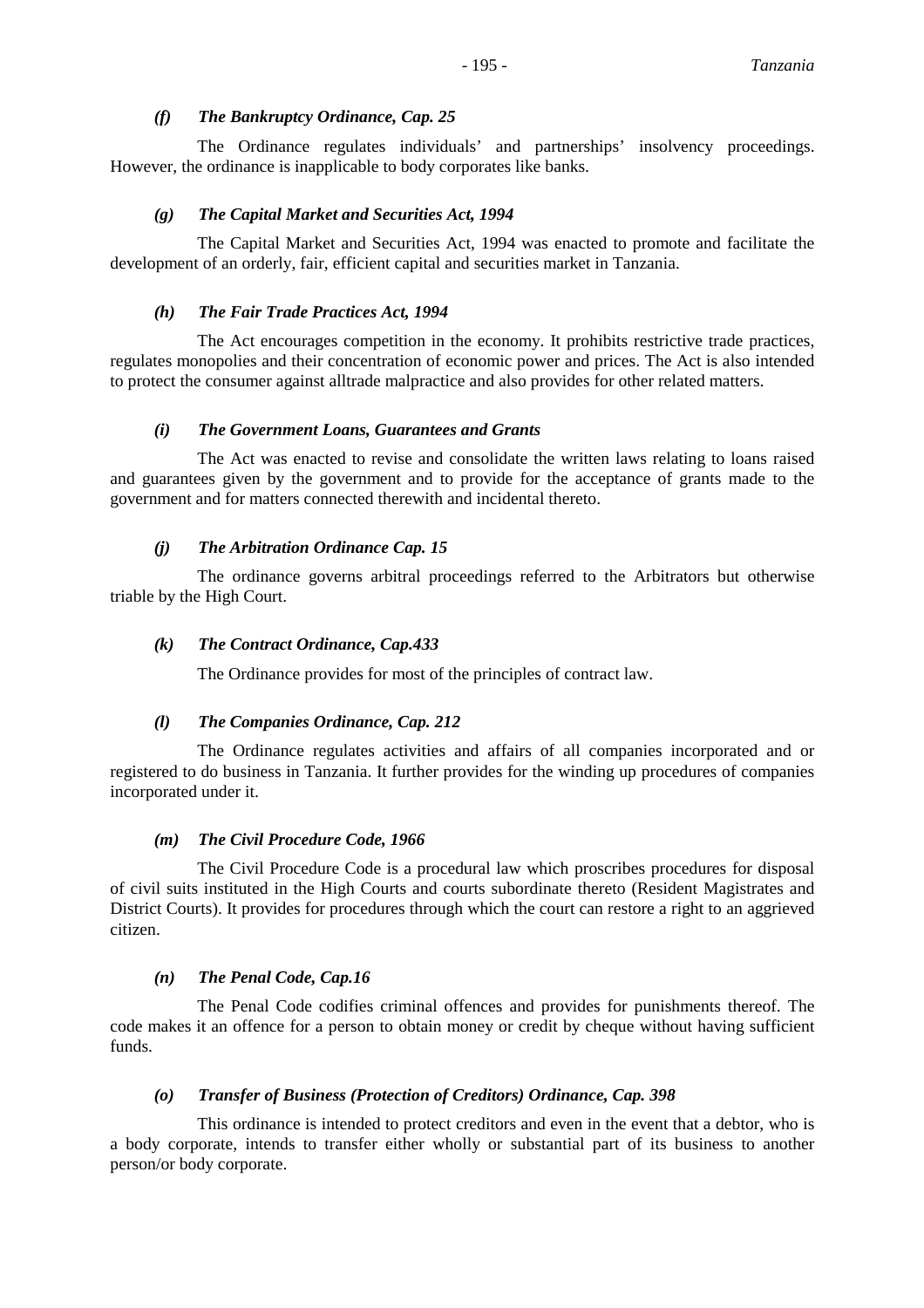### *(f) The Bankruptcy Ordinance, Cap. 25*

The Ordinance regulates individuals' and partnerships' insolvency proceedings. However, the ordinance is inapplicable to body corporates like banks.

### *(g) The Capital Market and Securities Act, 1994*

The Capital Market and Securities Act, 1994 was enacted to promote and facilitate the development of an orderly, fair, efficient capital and securities market in Tanzania.

### *(h) The Fair Trade Practices Act, 1994*

The Act encourages competition in the economy. It prohibits restrictive trade practices, regulates monopolies and their concentration of economic power and prices. The Act is also intended to protect the consumer against alltrade malpractice and also provides for other related matters.

### *(i) The Government Loans, Guarantees and Grants*

The Act was enacted to revise and consolidate the written laws relating to loans raised and guarantees given by the government and to provide for the acceptance of grants made to the government and for matters connected therewith and incidental thereto.

### *(j) The Arbitration Ordinance Cap. 15*

The ordinance governs arbitral proceedings referred to the Arbitrators but otherwise triable by the High Court.

### *(k) The Contract Ordinance, Cap.433*

The Ordinance provides for most of the principles of contract law.

### *(l) The Companies Ordinance, Cap. 212*

The Ordinance regulates activities and affairs of all companies incorporated and or registered to do business in Tanzania. It further provides for the winding up procedures of companies incorporated under it.

### *(m) The Civil Procedure Code, 1966*

The Civil Procedure Code is a procedural law which proscribes procedures for disposal of civil suits instituted in the High Courts and courts subordinate thereto (Resident Magistrates and District Courts). It provides for procedures through which the court can restore a right to an aggrieved citizen.

### *(n) The Penal Code, Cap.16*

The Penal Code codifies criminal offences and provides for punishments thereof. The code makes it an offence for a person to obtain money or credit by cheque without having sufficient funds.

### *(o) Transfer of Business (Protection of Creditors) Ordinance, Cap. 398*

This ordinance is intended to protect creditors and even in the event that a debtor, who is a body corporate, intends to transfer either wholly or substantial part of its business to another person/or body corporate.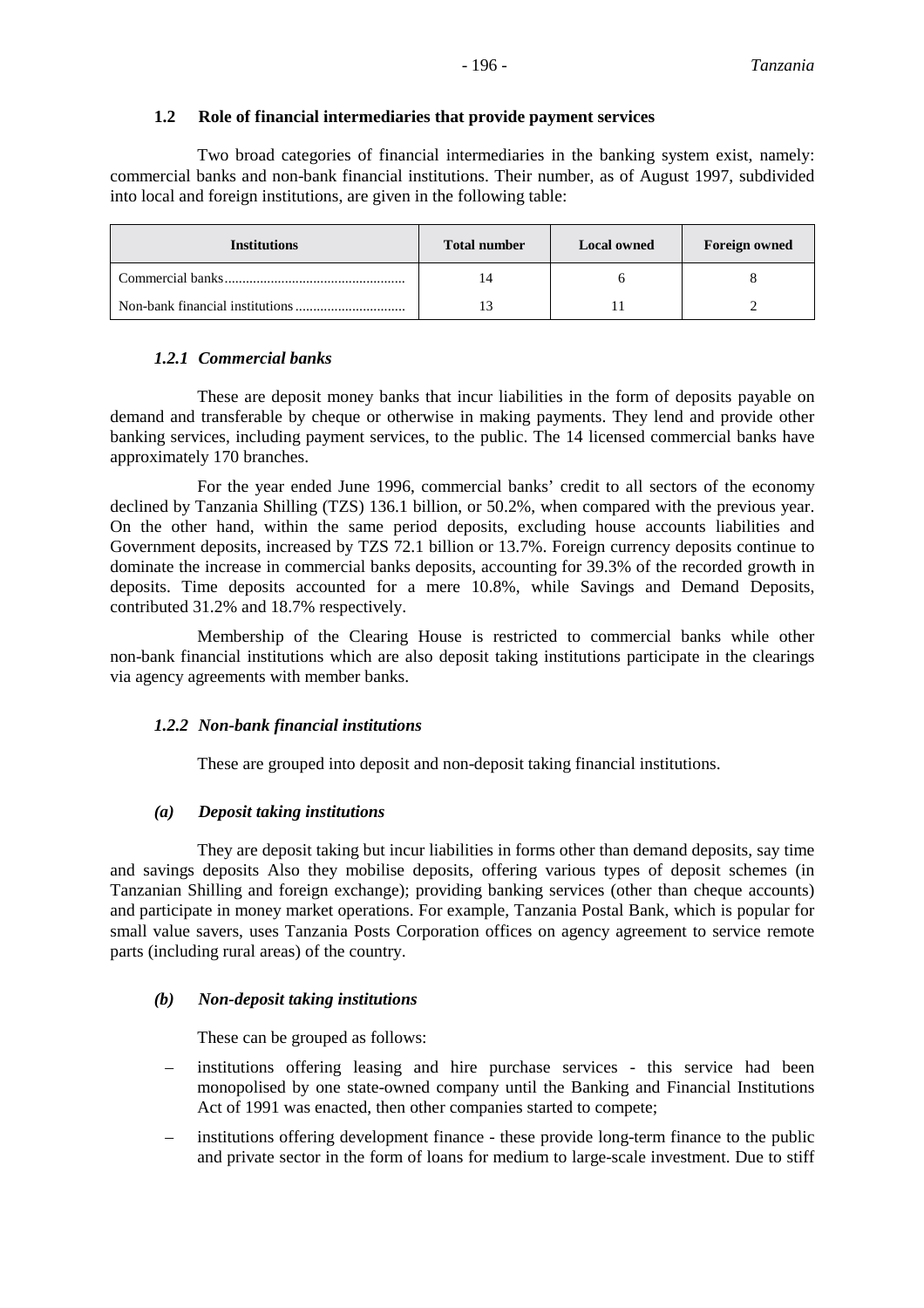### 1.2 Role of financial intermediaries that provide payment services

Two broad categories of financial intermediaries in the banking system exist, namely: commercial banks and non-bank financial institutions. Their number, as of August 1997, subdivided into local and foreign institutions, are given in the following table:

| Institutions | Total number | Local owned | Foreign owned |
|---|---|---|---|
| Commercial banks | 14 | 6 | 8 |
| Non-bank financial institutions | 13 | 11 | 2 |

#### *1.2.1 Commercial banks*

These are deposit money banks that incur liabilities in the form of deposits payable on demand and transferable by cheque or otherwise in making payments. They lend and provide other banking services, including payment services, to the public. The 14 licensed commercial banks have approximately 170 branches.

For the year ended June 1996, commercial banks' credit to all sectors of the economy declined by Tanzania Shilling (TZS) 136.1 billion, or 50.2%, when compared with the previous year. On the other hand, within the same period deposits, excluding house accounts liabilities and Government deposits, increased by TZS 72.1 billion or 13.7%. Foreign currency deposits continue to dominate the increase in commercial banks deposits, accounting for 39.3% of the recorded growth in deposits. Time deposits accounted for a mere 10.8%, while Savings and Demand Deposits, contributed 31.2% and 18.7% respectively.

Membership of the Clearing House is restricted to commercial banks while other non-bank financial institutions which are also deposit taking institutions participate in the clearings via agency agreements with member banks.

#### *1.2.2 Non-bank financial institutions*

These are grouped into deposit and non-deposit taking financial institutions.

#### *(a) Deposit taking institutions*

They are deposit taking but incur liabilities in forms other than demand deposits, say time and savings deposits Also they mobilise deposits, offering various types of deposit schemes (in Tanzanian Shilling and foreign exchange); providing banking services (other than cheque accounts) and participate in money market operations. For example, Tanzania Postal Bank, which is popular for small value savers, uses Tanzania Posts Corporation offices on agency agreement to service remote parts (including rural areas) of the country.

#### *(b) Non-deposit taking institutions*

These can be grouped as follows:

- institutions offering leasing and hire purchase services - this service had been monopolised by one state-owned company until the Banking and Financial Institutions Act of 1991 was enacted, then other companies started to compete;
- institutions offering development finance - these provide long-term finance to the public and private sector in the form of loans for medium to large-scale investment. Due to stiff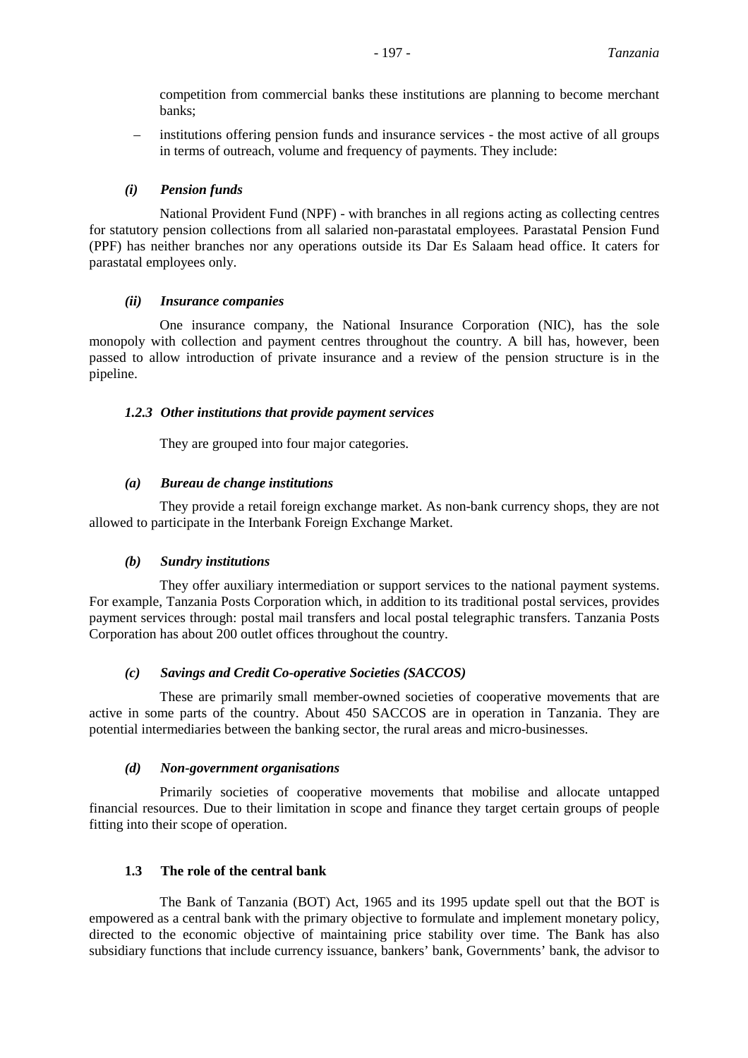competition from commercial banks these institutions are planning to become merchant banks;

- institutions offering pension funds and insurance services - the most active of all groups in terms of outreach, volume and frequency of payments. They include:

#### *(i) Pension funds*

National Provident Fund (NPF) - with branches in all regions acting as collecting centres for statutory pension collections from all salaried non-parastatal employees. Parastatal Pension Fund (PPF) has neither branches nor any operations outside its Dar Es Salaam head office. It caters for parastatal employees only.

#### *(ii) Insurance companies*

One insurance company, the National Insurance Corporation (NIC), has the sole monopoly with collection and payment centres throughout the country. A bill has, however, been passed to allow introduction of private insurance and a review of the pension structure is in the pipeline.

### *1.2.3 Other institutions that provide payment services*

They are grouped into four major categories.

#### *(a) Bureau de change institutions*

They provide a retail foreign exchange market. As non-bank currency shops, they are not allowed to participate in the Interbank Foreign Exchange Market.

#### *(b) Sundry institutions*

They offer auxiliary intermediation or support services to the national payment systems. For example, Tanzania Posts Corporation which, in addition to its traditional postal services, provides payment services through: postal mail transfers and local postal telegraphic transfers. Tanzania Posts Corporation has about 200 outlet offices throughout the country.

#### *(c) Savings and Credit Co-operative Societies (SACCOS)*

These are primarily small member-owned societies of cooperative movements that are active in some parts of the country. About 450 SACCOS are in operation in Tanzania. They are potential intermediaries between the banking sector, the rural areas and micro-businesses.

#### *(d) Non-government organisations*

Primarily societies of cooperative movements that mobilise and allocate untapped financial resources. Due to their limitation in scope and finance they target certain groups of people fitting into their scope of operation.

## 1.3 The role of the central bank

The Bank of Tanzania (BOT) Act, 1965 and its 1995 update spell out that the BOT is empowered as a central bank with the primary objective to formulate and implement monetary policy, directed to the economic objective of maintaining price stability over time. The Bank has also subsidiary functions that include currency issuance, bankers' bank, Governments' bank, the advisor to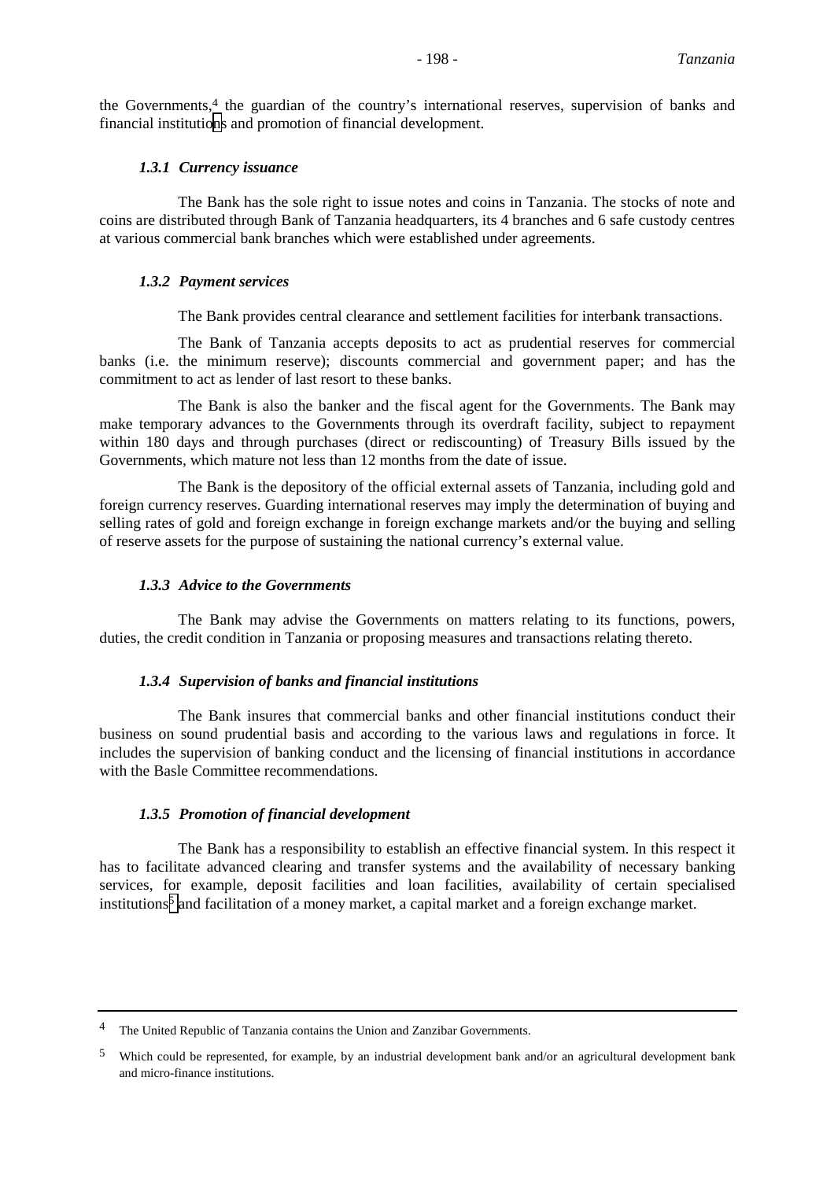the Governments,[4] the guardian of the country's international reserves, supervision of banks and financial institutions and promotion of financial development.

### *1.3.1 Currency issuance*

The Bank has the sole right to issue notes and coins in Tanzania. The stocks of note and coins are distributed through Bank of Tanzania headquarters, its 4 branches and 6 safe custody centres at various commercial bank branches which were established under agreements.

### *1.3.2 Payment services*

The Bank provides central clearance and settlement facilities for interbank transactions.

The Bank of Tanzania accepts deposits to act as prudential reserves for commercial banks (i.e. the minimum reserve); discounts commercial and government paper; and has the commitment to act as lender of last resort to these banks.

The Bank is also the banker and the fiscal agent for the Governments. The Bank may make temporary advances to the Governments through its overdraft facility, subject to repayment within 180 days and through purchases (direct or rediscounting) of Treasury Bills issued by the Governments, which mature not less than 12 months from the date of issue.

The Bank is the depository of the official external assets of Tanzania, including gold and foreign currency reserves. Guarding international reserves may imply the determination of buying and selling rates of gold and foreign exchange in foreign exchange markets and/or the buying and selling of reserve assets for the purpose of sustaining the national currency's external value.

### *1.3.3 Advice to the Governments*

The Bank may advise the Governments on matters relating to its functions, powers, duties, the credit condition in Tanzania or proposing measures and transactions relating thereto.

### *1.3.4 Supervision of banks and financial institutions*

The Bank insures that commercial banks and other financial institutions conduct their business on sound prudential basis and according to the various laws and regulations in force. It includes the supervision of banking conduct and the licensing of financial institutions in accordance with the Basle Committee recommendations.

### *1.3.5 Promotion of financial development*

The Bank has a responsibility to establish an effective financial system. In this respect it has to facilitate advanced clearing and transfer systems and the availability of necessary banking services, for example, deposit facilities and loan facilities, availability of certain specialised institutions[5] and facilitation of a money market, a capital market and a foreign exchange market.

---

[4] The United Republic of Tanzania contains the Union and Zanzibar Governments.

[5] Which could be represented, for example, by an industrial development bank and/or an agricultural development bank and micro-finance institutions.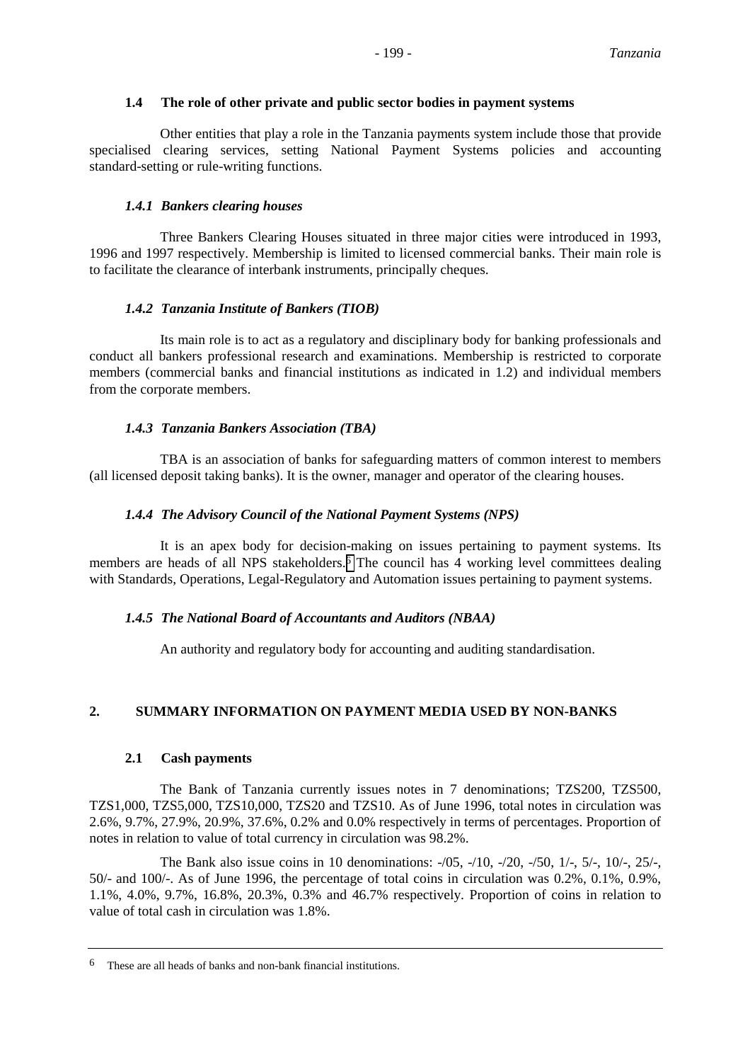### 1.4 The role of other private and public sector bodies in payment systems

Other entities that play a role in the Tanzania payments system include those that provide specialised clearing services, setting National Payment Systems policies and accounting standard-setting or rule-writing functions.

#### *1.4.1 Bankers clearing houses*

Three Bankers Clearing Houses situated in three major cities were introduced in 1993, 1996 and 1997 respectively. Membership is limited to licensed commercial banks. Their main role is to facilitate the clearance of interbank instruments, principally cheques.

#### *1.4.2 Tanzania Institute of Bankers (TIOB)*

Its main role is to act as a regulatory and disciplinary body for banking professionals and conduct all bankers professional research and examinations. Membership is restricted to corporate members (commercial banks and financial institutions as indicated in 1.2) and individual members from the corporate members.

#### *1.4.3 Tanzania Bankers Association (TBA)*

TBA is an association of banks for safeguarding matters of common interest to members (all licensed deposit taking banks). It is the owner, manager and operator of the clearing houses.

#### *1.4.4 The Advisory Council of the National Payment Systems (NPS)*

It is an apex body for decision-making on issues pertaining to payment systems. Its members are heads of all NPS stakeholders.[6] The council has 4 working level committees dealing with Standards, Operations, Legal-Regulatory and Automation issues pertaining to payment systems.

#### *1.4.5 The National Board of Accountants and Auditors (NBAA)*

An authority and regulatory body for accounting and auditing standardisation.

## 2. SUMMARY INFORMATION ON PAYMENT MEDIA USED BY NON-BANKS

### 2.1 Cash payments

The Bank of Tanzania currently issues notes in 7 denominations; TZS200, TZS500, TZS1,000, TZS5,000, TZS10,000, TZS20 and TZS10. As of June 1996, total notes in circulation was 2.6%, 9.7%, 27.9%, 20.9%, 37.6%, 0.2% and 0.0% respectively in terms of percentages. Proportion of notes in relation to value of total currency in circulation was 98.2%.

The Bank also issue coins in 10 denominations: -/05, -/10, -/20, -/50, 1/-, 5/-, 10/-, 25/-, 50/- and 100/-. As of June 1996, the percentage of total coins in circulation was 0.2%, 0.1%, 0.9%, 1.1%, 4.0%, 9.7%, 16.8%, 20.3%, 0.3% and 46.7% respectively. Proportion of coins in relation to value of total cash in circulation was 1.8%.

---

[6] These are all heads of banks and non-bank financial institutions.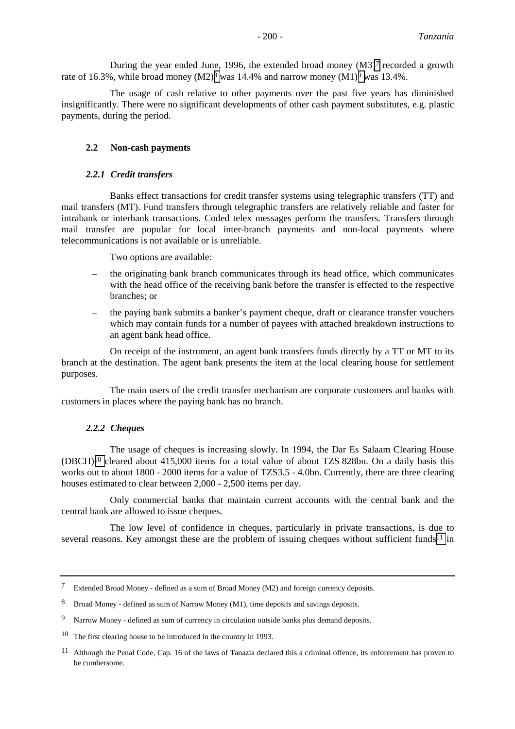During the year ended June, 1996, the extended broad money (M3)[7] recorded a growth rate of 16.3%, while broad money (M2)[8] was 14.4% and narrow money (M1)[9] was 13.4%.

The usage of cash relative to other payments over the past five years has diminished insignificantly. There were no significant developments of other cash payment substitutes, e.g. plastic payments, during the period.

### 2.2 Non-cash payments

#### *2.2.1 Credit transfers*

Banks effect transactions for credit transfer systems using telegraphic transfers (TT) and mail transfers (MT). Fund transfers through telegraphic transfers are relatively reliable and faster for intrabank or interbank transactions. Coded telex messages perform the transfers. Transfers through mail transfer are popular for local inter-branch payments and non-local payments where telecommunications is not available or is unreliable.

Two options are available:

- the originating bank branch communicates through its head office, which communicates with the head office of the receiving bank before the transfer is effected to the respective branches; or
- the paying bank submits a banker's payment cheque, draft or clearance transfer vouchers which may contain funds for a number of payees with attached breakdown instructions to an agent bank head office.

On receipt of the instrument, an agent bank transfers funds directly by a TT or MT to its branch at the destination. The agent bank presents the item at the local clearing house for settlement purposes.

The main users of the credit transfer mechanism are corporate customers and banks with customers in places where the paying bank has no branch.

#### *2.2.2 Cheques*

The usage of cheques is increasing slowly. In 1994, the Dar Es Salaam Clearing House (DBCH)[10] cleared about 415,000 items for a total value of about TZS 828bn. On a daily basis this works out to about 1800 - 2000 items for a value of TZS3.5 - 4.0bn. Currently, there are three clearing houses estimated to clear between 2,000 - 2,500 items per day.

Only commercial banks that maintain current accounts with the central bank and the central bank are allowed to issue cheques.

The low level of confidence in cheques, particularly in private transactions, is due to several reasons. Key amongst these are the problem of issuing cheques without sufficient funds[11] in

---

[7] Extended Broad Money - defined as a sum of Broad Money (M2) and foreign currency deposits.

[8] Broad Money - defined as sum of Narrow Money (M1), time deposits and savings deposits.

[9] Narrow Money - defined as sum of currency in circulation outside banks plus demand deposits.

[10] The first clearing house to be introduced in the country in 1993.

[11] Although the Penal Code, Cap. 16 of the laws of Tanazia declared this a criminal offence, its enforcement has proven to be cumbersome.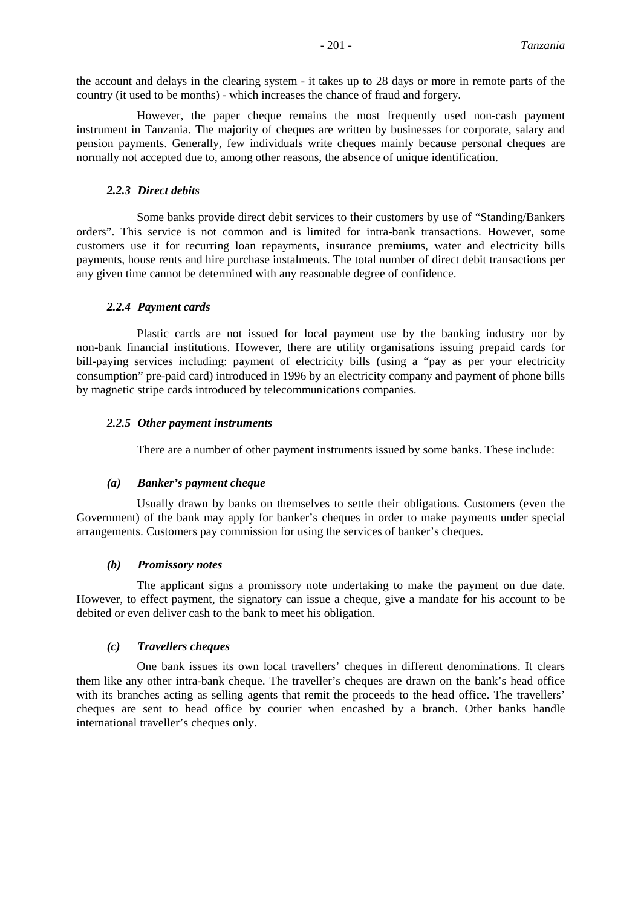the account and delays in the clearing system - it takes up to 28 days or more in remote parts of the country (it used to be months) - which increases the chance of fraud and forgery.

However, the paper cheque remains the most frequently used non-cash payment instrument in Tanzania. The majority of cheques are written by businesses for corporate, salary and pension payments. Generally, few individuals write cheques mainly because personal cheques are normally not accepted due to, among other reasons, the absence of unique identification.

#### *2.2.3 Direct debits*

Some banks provide direct debit services to their customers by use of "Standing/Bankers orders". This service is not common and is limited for intra-bank transactions. However, some customers use it for recurring loan repayments, insurance premiums, water and electricity bills payments, house rents and hire purchase instalments. The total number of direct debit transactions per any given time cannot be determined with any reasonable degree of confidence.

#### *2.2.4 Payment cards*

Plastic cards are not issued for local payment use by the banking industry nor by non-bank financial institutions. However, there are utility organisations issuing prepaid cards for bill-paying services including: payment of electricity bills (using a "pay as per your electricity consumption" pre-paid card) introduced in 1996 by an electricity company and payment of phone bills by magnetic stripe cards introduced by telecommunications companies.

#### *2.2.5 Other payment instruments*

There are a number of other payment instruments issued by some banks. These include:

##### *(a) Banker's payment cheque*

Usually drawn by banks on themselves to settle their obligations. Customers (even the Government) of the bank may apply for banker's cheques in order to make payments under special arrangements. Customers pay commission for using the services of banker's cheques.

##### *(b) Promissory notes*

The applicant signs a promissory note undertaking to make the payment on due date. However, to effect payment, the signatory can issue a cheque, give a mandate for his account to be debited or even deliver cash to the bank to meet his obligation.

##### *(c) Travellers cheques*

One bank issues its own local travellers' cheques in different denominations. It clears them like any other intra-bank cheque. The traveller's cheques are drawn on the bank's head office with its branches acting as selling agents that remit the proceeds to the head office. The travellers' cheques are sent to head office by courier when encashed by a branch. Other banks handle international traveller's cheques only.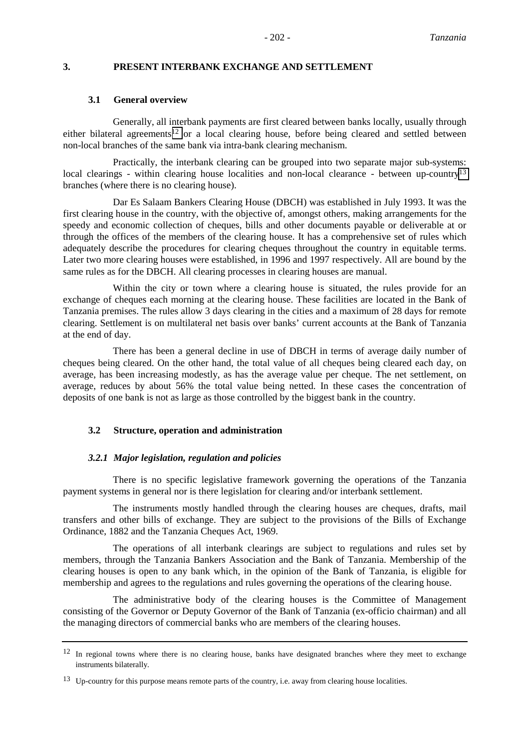## 3. PRESENT INTERBANK EXCHANGE AND SETTLEMENT

### 3.1 General overview

Generally, all interbank payments are first cleared between banks locally, usually through either bilateral agreements[12] or a local clearing house, before being cleared and settled between non-local branches of the same bank via intra-bank clearing mechanism.

Practically, the interbank clearing can be grouped into two separate major sub-systems: local clearings - within clearing house localities and non-local clearance - between up-country[13] branches (where there is no clearing house).

Dar Es Salaam Bankers Clearing House (DBCH) was established in July 1993. It was the first clearing house in the country, with the objective of, amongst others, making arrangements for the speedy and economic collection of cheques, bills and other documents payable or deliverable at or through the offices of the members of the clearing house. It has a comprehensive set of rules which adequately describe the procedures for clearing cheques throughout the country in equitable terms. Later two more clearing houses were established, in 1996 and 1997 respectively. All are bound by the same rules as for the DBCH. All clearing processes in clearing houses are manual.

Within the city or town where a clearing house is situated, the rules provide for an exchange of cheques each morning at the clearing house. These facilities are located in the Bank of Tanzania premises. The rules allow 3 days clearing in the cities and a maximum of 28 days for remote clearing. Settlement is on multilateral net basis over banks' current accounts at the Bank of Tanzania at the end of day.

There has been a general decline in use of DBCH in terms of average daily number of cheques being cleared. On the other hand, the total value of all cheques being cleared each day, on average, has been increasing modestly, as has the average value per cheque. The net settlement, on average, reduces by about 56% the total value being netted. In these cases the concentration of deposits of one bank is not as large as those controlled by the biggest bank in the country.

### 3.2 Structure, operation and administration

#### *3.2.1 Major legislation, regulation and policies*

There is no specific legislative framework governing the operations of the Tanzania payment systems in general nor is there legislation for clearing and/or interbank settlement.

The instruments mostly handled through the clearing houses are cheques, drafts, mail transfers and other bills of exchange. They are subject to the provisions of the Bills of Exchange Ordinance, 1882 and the Tanzania Cheques Act, 1969.

The operations of all interbank clearings are subject to regulations and rules set by members, through the Tanzania Bankers Association and the Bank of Tanzania. Membership of the clearing houses is open to any bank which, in the opinion of the Bank of Tanzania, is eligible for membership and agrees to the regulations and rules governing the operations of the clearing house.

The administrative body of the clearing houses is the Committee of Management consisting of the Governor or Deputy Governor of the Bank of Tanzania (ex-officio chairman) and all the managing directors of commercial banks who are members of the clearing houses.

---

[12] In regional towns where there is no clearing house, banks have designated branches where they meet to exchange instruments bilaterally.

[13] Up-country for this purpose means remote parts of the country, i.e. away from clearing house localities.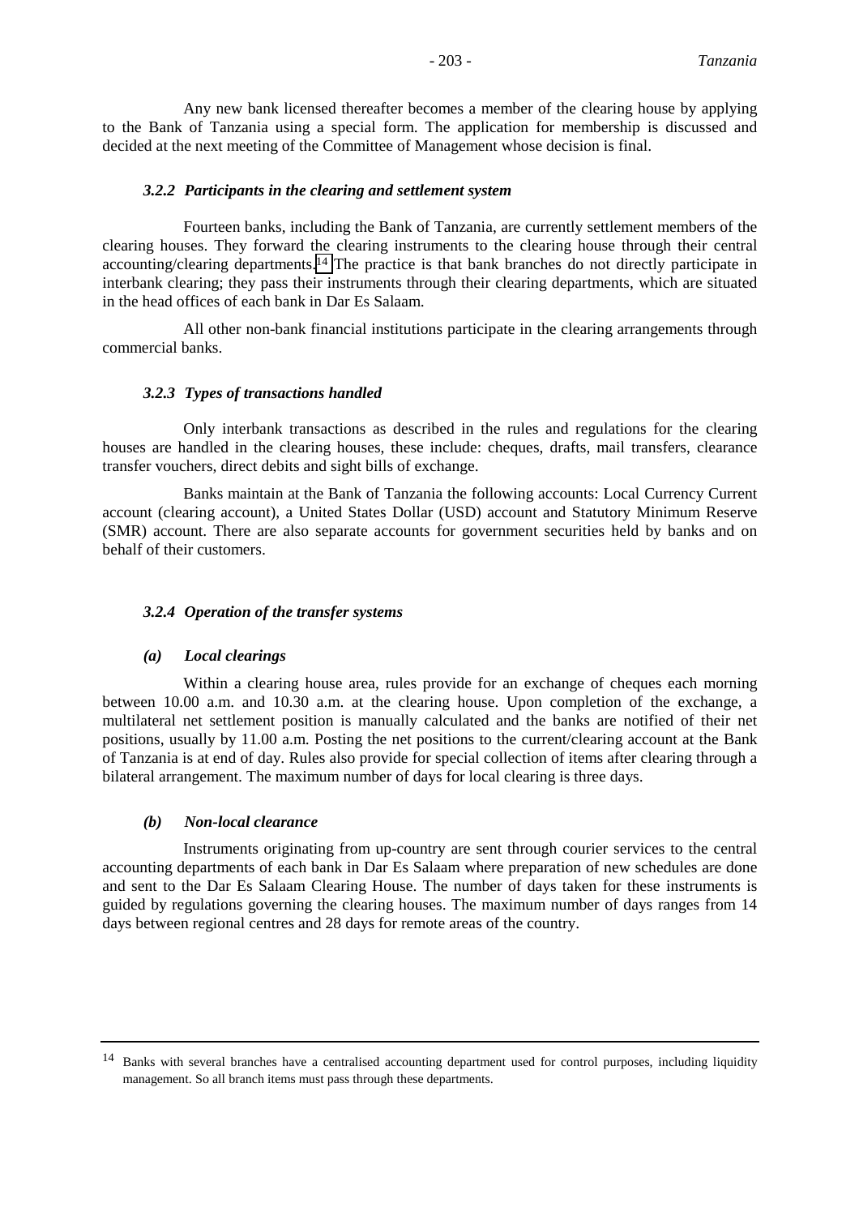Any new bank licensed thereafter becomes a member of the clearing house by applying to the Bank of Tanzania using a special form. The application for membership is discussed and decided at the next meeting of the Committee of Management whose decision is final.

### *3.2.2 Participants in the clearing and settlement system*

Fourteen banks, including the Bank of Tanzania, are currently settlement members of the clearing houses. They forward the clearing instruments to the clearing house through their central accounting/clearing departments.[14] The practice is that bank branches do not directly participate in interbank clearing; they pass their instruments through their clearing departments, which are situated in the head offices of each bank in Dar Es Salaam.

All other non-bank financial institutions participate in the clearing arrangements through commercial banks.

### *3.2.3 Types of transactions handled*

Only interbank transactions as described in the rules and regulations for the clearing houses are handled in the clearing houses, these include: cheques, drafts, mail transfers, clearance transfer vouchers, direct debits and sight bills of exchange.

Banks maintain at the Bank of Tanzania the following accounts: Local Currency Current account (clearing account), a United States Dollar (USD) account and Statutory Minimum Reserve (SMR) account. There are also separate accounts for government securities held by banks and on behalf of their customers.

### *3.2.4 Operation of the transfer systems*

#### *(a) Local clearings*

Within a clearing house area, rules provide for an exchange of cheques each morning between 10.00 a.m. and 10.30 a.m. at the clearing house. Upon completion of the exchange, a multilateral net settlement position is manually calculated and the banks are notified of their net positions, usually by 11.00 a.m. Posting the net positions to the current/clearing account at the Bank of Tanzania is at end of day. Rules also provide for special collection of items after clearing through a bilateral arrangement. The maximum number of days for local clearing is three days.

#### *(b) Non-local clearance*

Instruments originating from up-country are sent through courier services to the central accounting departments of each bank in Dar Es Salaam where preparation of new schedules are done and sent to the Dar Es Salaam Clearing House. The number of days taken for these instruments is guided by regulations governing the clearing houses. The maximum number of days ranges from 14 days between regional centres and 28 days for remote areas of the country.

---

[14] Banks with several branches have a centralised accounting department used for control purposes, including liquidity management. So all branch items must pass through these departments.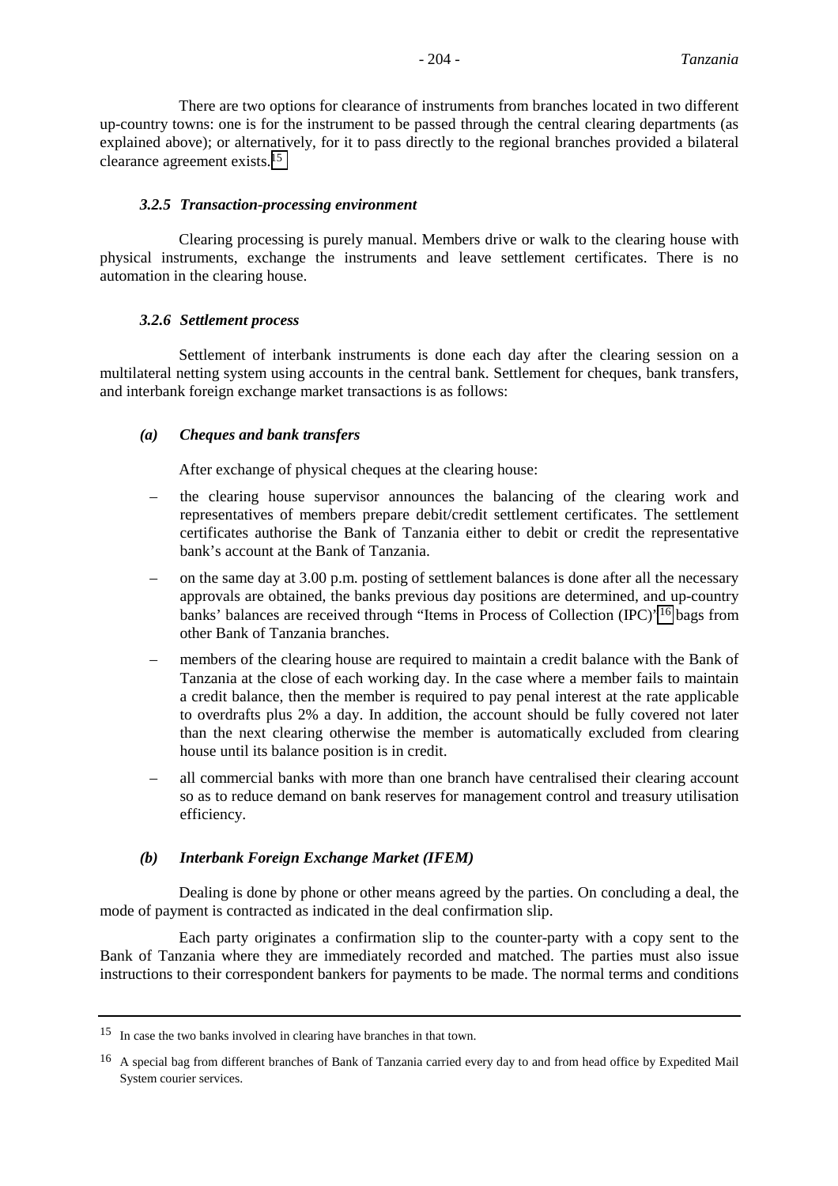There are two options for clearance of instruments from branches located in two different up-country towns: one is for the instrument to be passed through the central clearing departments (as explained above); or alternatively, for it to pass directly to the regional branches provided a bilateral clearance agreement exists.[15]

#### *3.2.5 Transaction-processing environment*

Clearing processing is purely manual. Members drive or walk to the clearing house with physical instruments, exchange the instruments and leave settlement certificates. There is no automation in the clearing house.

#### *3.2.6 Settlement process*

Settlement of interbank instruments is done each day after the clearing session on a multilateral netting system using accounts in the central bank. Settlement for cheques, bank transfers, and interbank foreign exchange market transactions is as follows:

##### *(a) Cheques and bank transfers*

After exchange of physical cheques at the clearing house:

- the clearing house supervisor announces the balancing of the clearing work and representatives of members prepare debit/credit settlement certificates. The settlement certificates authorise the Bank of Tanzania either to debit or credit the representative bank's account at the Bank of Tanzania.
- on the same day at 3.00 p.m. posting of settlement balances is done after all the necessary approvals are obtained, the banks previous day positions are determined, and up-country banks' balances are received through "Items in Process of Collection (IPC)"[16] bags from other Bank of Tanzania branches.
- members of the clearing house are required to maintain a credit balance with the Bank of Tanzania at the close of each working day. In the case where a member fails to maintain a credit balance, then the member is required to pay penal interest at the rate applicable to overdrafts plus 2% a day. In addition, the account should be fully covered not later than the next clearing otherwise the member is automatically excluded from clearing house until its balance position is in credit.
- all commercial banks with more than one branch have centralised their clearing account so as to reduce demand on bank reserves for management control and treasury utilisation efficiency.

##### *(b) Interbank Foreign Exchange Market (IFEM)*

Dealing is done by phone or other means agreed by the parties. On concluding a deal, the mode of payment is contracted as indicated in the deal confirmation slip.

Each party originates a confirmation slip to the counter-party with a copy sent to the Bank of Tanzania where they are immediately recorded and matched. The parties must also issue instructions to their correspondent bankers for payments to be made. The normal terms and conditions

---

[15] In case the two banks involved in clearing have branches in that town.

[16] A special bag from different branches of Bank of Tanzania carried every day to and from head office by Expedited Mail System courier services.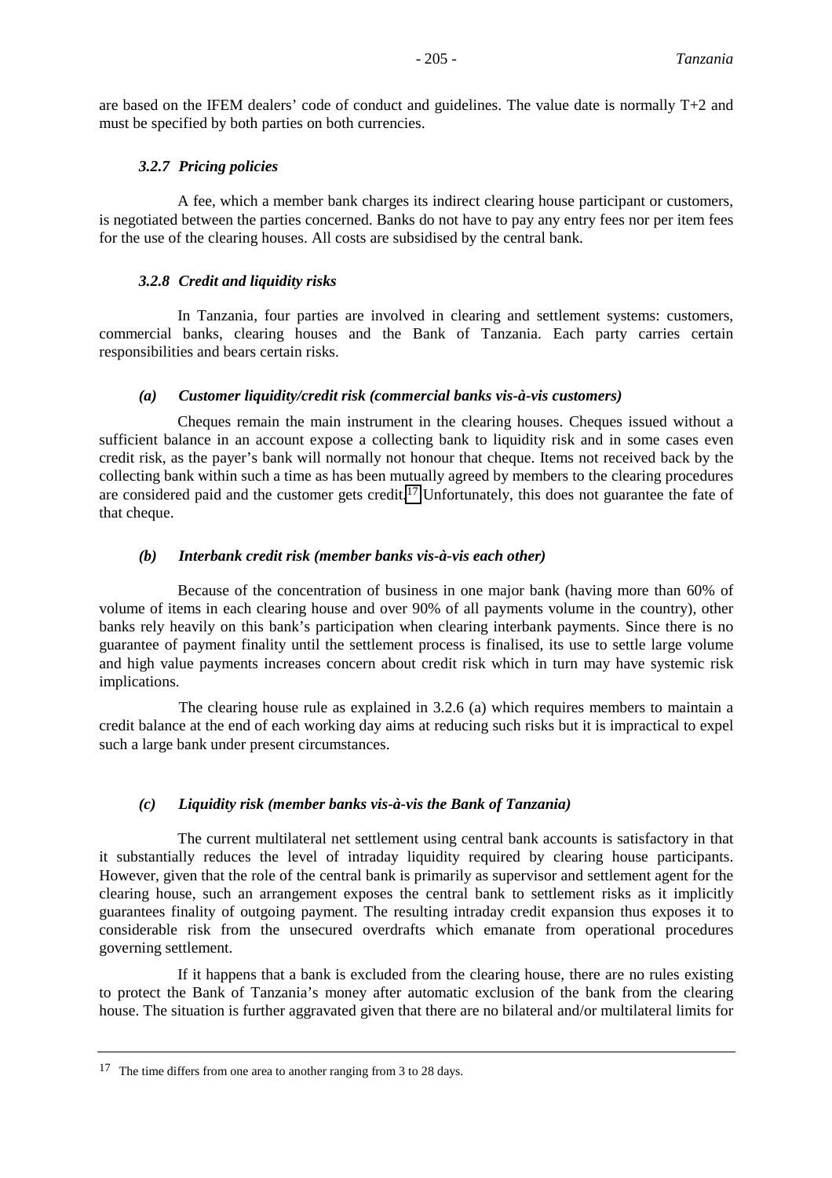are based on the IFEM dealers' code of conduct and guidelines. The value date is normally T+2 and must be specified by both parties on both currencies.

#### *3.2.7 Pricing policies*

A fee, which a member bank charges its indirect clearing house participant or customers, is negotiated between the parties concerned. Banks do not have to pay any entry fees nor per item fees for the use of the clearing houses. All costs are subsidised by the central bank.

#### *3.2.8 Credit and liquidity risks*

In Tanzania, four parties are involved in clearing and settlement systems: customers, commercial banks, clearing houses and the Bank of Tanzania. Each party carries certain responsibilities and bears certain risks.

##### *(a) Customer liquidity/credit risk (commercial banks vis-à-vis customers)*

Cheques remain the main instrument in the clearing houses. Cheques issued without a sufficient balance in an account expose a collecting bank to liquidity risk and in some cases even credit risk, as the payer's bank will normally not honour that cheque. Items not received back by the collecting bank within such a time as has been mutually agreed by members to the clearing procedures are considered paid and the customer gets credit.[17] Unfortunately, this does not guarantee the fate of that cheque.

##### *(b) Interbank credit risk (member banks vis-à-vis each other)*

Because of the concentration of business in one major bank (having more than 60% of volume of items in each clearing house and over 90% of all payments volume in the country), other banks rely heavily on this bank's participation when clearing interbank payments. Since there is no guarantee of payment finality until the settlement process is finalised, its use to settle large volume and high value payments increases concern about credit risk which in turn may have systemic risk implications.

The clearing house rule as explained in 3.2.6 (a) which requires members to maintain a credit balance at the end of each working day aims at reducing such risks but it is impractical to expel such a large bank under present circumstances.

##### *(c) Liquidity risk (member banks vis-à-vis the Bank of Tanzania)*

The current multilateral net settlement using central bank accounts is satisfactory in that it substantially reduces the level of intraday liquidity required by clearing house participants. However, given that the role of the central bank is primarily as supervisor and settlement agent for the clearing house, such an arrangement exposes the central bank to settlement risks as it implicitly guarantees finality of outgoing payment. The resulting intraday credit expansion thus exposes it to considerable risk from the unsecured overdrafts which emanate from operational procedures governing settlement.

If it happens that a bank is excluded from the clearing house, there are no rules existing to protect the Bank of Tanzania's money after automatic exclusion of the bank from the clearing house. The situation is further aggravated given that there are no bilateral and/or multilateral limits for

---

[17] The time differs from one area to another ranging from 3 to 28 days.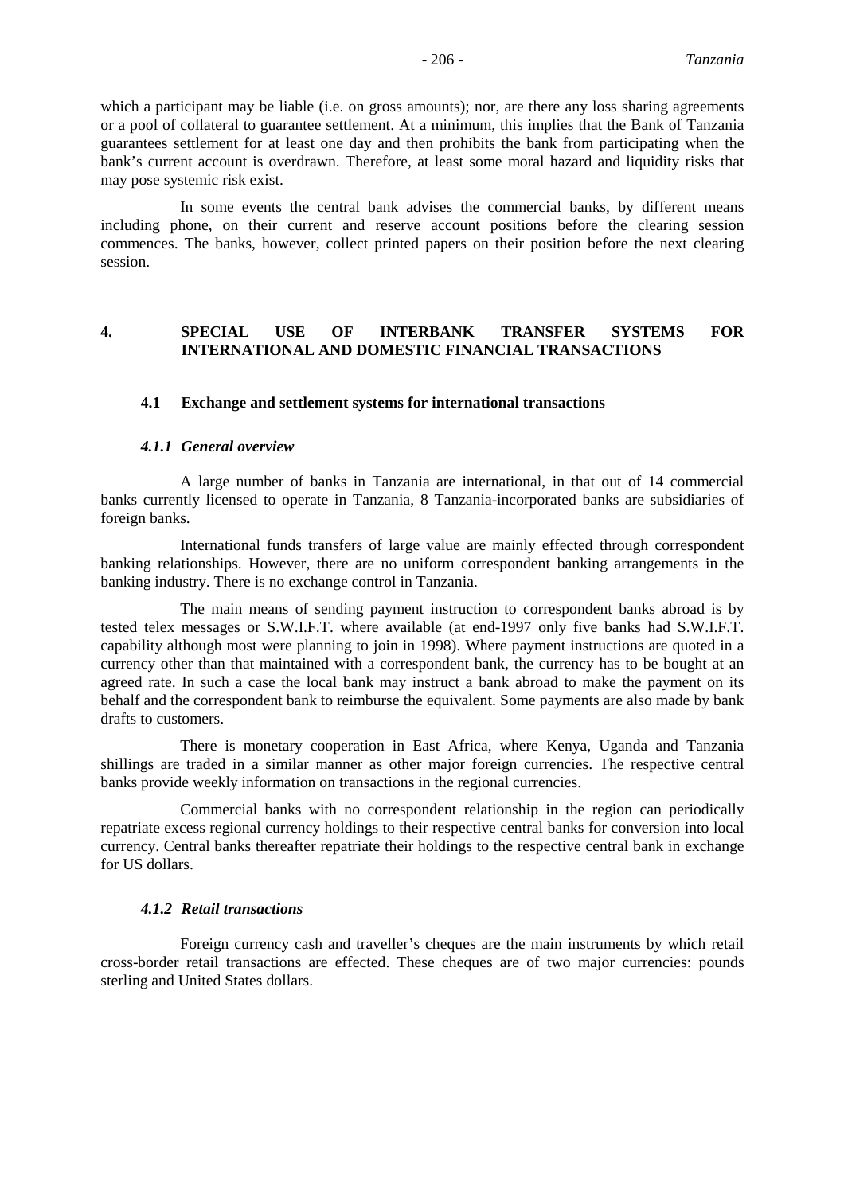which a participant may be liable (i.e. on gross amounts); nor, are there any loss sharing agreements or a pool of collateral to guarantee settlement. At a minimum, this implies that the Bank of Tanzania guarantees settlement for at least one day and then prohibits the bank from participating when the bank's current account is overdrawn. Therefore, at least some moral hazard and liquidity risks that may pose systemic risk exist.

In some events the central bank advises the commercial banks, by different means including phone, on their current and reserve account positions before the clearing session commences. The banks, however, collect printed papers on their position before the next clearing session.

## 4. SPECIAL USE OF INTERBANK TRANSFER SYSTEMS FOR INTERNATIONAL AND DOMESTIC FINANCIAL TRANSACTIONS

### 4.1 Exchange and settlement systems for international transactions

#### *4.1.1 General overview*

A large number of banks in Tanzania are international, in that out of 14 commercial banks currently licensed to operate in Tanzania, 8 Tanzania-incorporated banks are subsidiaries of foreign banks.

International funds transfers of large value are mainly effected through correspondent banking relationships. However, there are no uniform correspondent banking arrangements in the banking industry. There is no exchange control in Tanzania.

The main means of sending payment instruction to correspondent banks abroad is by tested telex messages or S.W.I.F.T. where available (at end-1997 only five banks had S.W.I.F.T. capability although most were planning to join in 1998). Where payment instructions are quoted in a currency other than that maintained with a correspondent bank, the currency has to be bought at an agreed rate. In such a case the local bank may instruct a bank abroad to make the payment on its behalf and the correspondent bank to reimburse the equivalent. Some payments are also made by bank drafts to customers.

There is monetary cooperation in East Africa, where Kenya, Uganda and Tanzania shillings are traded in a similar manner as other major foreign currencies. The respective central banks provide weekly information on transactions in the regional currencies.

Commercial banks with no correspondent relationship in the region can periodically repatriate excess regional currency holdings to their respective central banks for conversion into local currency. Central banks thereafter repatriate their holdings to the respective central bank in exchange for US dollars.

#### *4.1.2 Retail transactions*

Foreign currency cash and traveller's cheques are the main instruments by which retail cross-border retail transactions are effected. These cheques are of two major currencies: pounds sterling and United States dollars.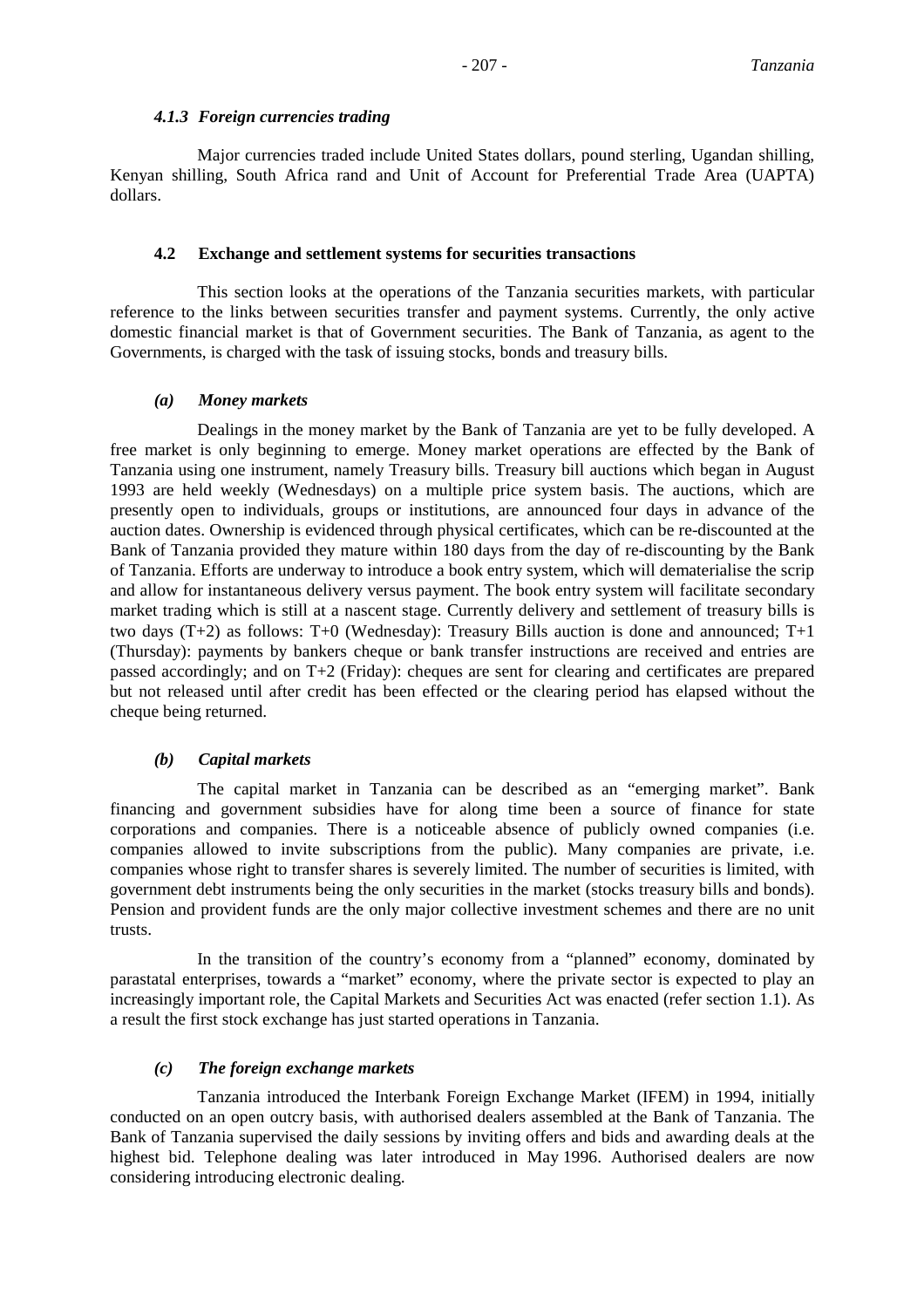#### *4.1.3 Foreign currencies trading*

Major currencies traded include United States dollars, pound sterling, Ugandan shilling, Kenyan shilling, South Africa rand and Unit of Account for Preferential Trade Area (UAPTA) dollars.

### 4.2 Exchange and settlement systems for securities transactions

This section looks at the operations of the Tanzania securities markets, with particular reference to the links between securities transfer and payment systems. Currently, the only active domestic financial market is that of Government securities. The Bank of Tanzania, as agent to the Governments, is charged with the task of issuing stocks, bonds and treasury bills.

#### *(a) Money markets*

Dealings in the money market by the Bank of Tanzania are yet to be fully developed. A free market is only beginning to emerge. Money market operations are effected by the Bank of Tanzania using one instrument, namely Treasury bills. Treasury bill auctions which began in August 1993 are held weekly (Wednesdays) on a multiple price system basis. The auctions, which are presently open to individuals, groups or institutions, are announced four days in advance of the auction dates. Ownership is evidenced through physical certificates, which can be re-discounted at the Bank of Tanzania provided they mature within 180 days from the day of re-discounting by the Bank of Tanzania. Efforts are underway to introduce a book entry system, which will dematerialise the scrip and allow for instantaneous delivery versus payment. The book entry system will facilitate secondary market trading which is still at a nascent stage. Currently delivery and settlement of treasury bills is two days (T+2) as follows: T+0 (Wednesday): Treasury Bills auction is done and announced; T+1 (Thursday): payments by bankers cheque or bank transfer instructions are received and entries are passed accordingly; and on T+2 (Friday): cheques are sent for clearing and certificates are prepared but not released until after credit has been effected or the clearing period has elapsed without the cheque being returned.

#### *(b) Capital markets*

The capital market in Tanzania can be described as an "emerging market". Bank financing and government subsidies have for along time been a source of finance for state corporations and companies. There is a noticeable absence of publicly owned companies (i.e. companies allowed to invite subscriptions from the public). Many companies are private, i.e. companies whose right to transfer shares is severely limited. The number of securities is limited, with government debt instruments being the only securities in the market (stocks treasury bills and bonds). Pension and provident funds are the only major collective investment schemes and there are no unit trusts.

In the transition of the country's economy from a "planned" economy, dominated by parastatal enterprises, towards a "market" economy, where the private sector is expected to play an increasingly important role, the Capital Markets and Securities Act was enacted (refer section 1.1). As a result the first stock exchange has just started operations in Tanzania.

#### *(c) The foreign exchange markets*

Tanzania introduced the Interbank Foreign Exchange Market (IFEM) in 1994, initially conducted on an open outcry basis, with authorised dealers assembled at the Bank of Tanzania. The Bank of Tanzania supervised the daily sessions by inviting offers and bids and awarding deals at the highest bid. Telephone dealing was later introduced in May 1996. Authorised dealers are now considering introducing electronic dealing.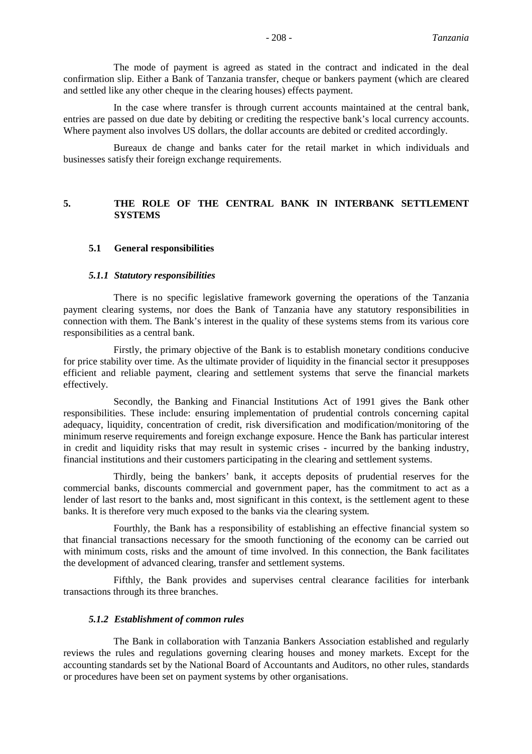The mode of payment is agreed as stated in the contract and indicated in the deal confirmation slip. Either a Bank of Tanzania transfer, cheque or bankers payment (which are cleared and settled like any other cheque in the clearing houses) effects payment.

In the case where transfer is through current accounts maintained at the central bank, entries are passed on due date by debiting or crediting the respective bank's local currency accounts. Where payment also involves US dollars, the dollar accounts are debited or credited accordingly.

Bureaux de change and banks cater for the retail market in which individuals and businesses satisfy their foreign exchange requirements.

## 5. THE ROLE OF THE CENTRAL BANK IN INTERBANK SETTLEMENT SYSTEMS

### 5.1 General responsibilities

#### *5.1.1 Statutory responsibilities*

There is no specific legislative framework governing the operations of the Tanzania payment clearing systems, nor does the Bank of Tanzania have any statutory responsibilities in connection with them. The Bank's interest in the quality of these systems stems from its various core responsibilities as a central bank.

Firstly, the primary objective of the Bank is to establish monetary conditions conducive for price stability over time. As the ultimate provider of liquidity in the financial sector it presupposes efficient and reliable payment, clearing and settlement systems that serve the financial markets effectively.

Secondly, the Banking and Financial Institutions Act of 1991 gives the Bank other responsibilities. These include: ensuring implementation of prudential controls concerning capital adequacy, liquidity, concentration of credit, risk diversification and modification/monitoring of the minimum reserve requirements and foreign exchange exposure. Hence the Bank has particular interest in credit and liquidity risks that may result in systemic crises - incurred by the banking industry, financial institutions and their customers participating in the clearing and settlement systems.

Thirdly, being the bankers' bank, it accepts deposits of prudential reserves for the commercial banks, discounts commercial and government paper, has the commitment to act as a lender of last resort to the banks and, most significant in this context, is the settlement agent to these banks. It is therefore very much exposed to the banks via the clearing system.

Fourthly, the Bank has a responsibility of establishing an effective financial system so that financial transactions necessary for the smooth functioning of the economy can be carried out with minimum costs, risks and the amount of time involved. In this connection, the Bank facilitates the development of advanced clearing, transfer and settlement systems.

Fifthly, the Bank provides and supervises central clearance facilities for interbank transactions through its three branches.

#### *5.1.2 Establishment of common rules*

The Bank in collaboration with Tanzania Bankers Association established and regularly reviews the rules and regulations governing clearing houses and money markets. Except for the accounting standards set by the National Board of Accountants and Auditors, no other rules, standards or procedures have been set on payment systems by other organisations.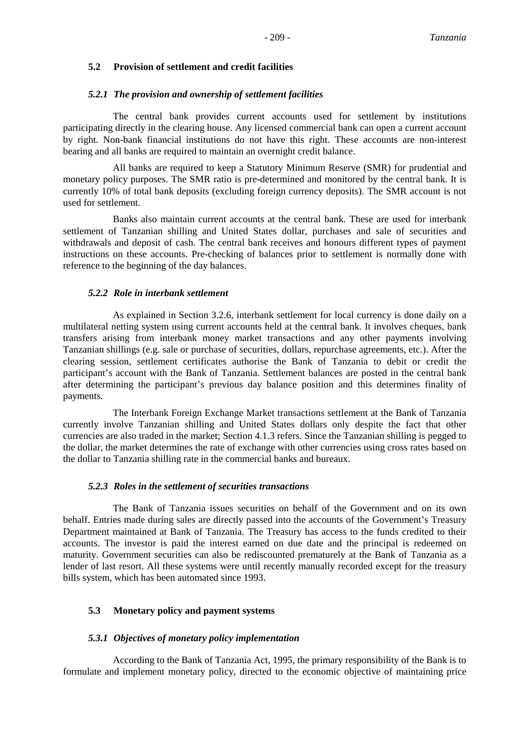### 5.2 Provision of settlement and credit facilities

#### *5.2.1 The provision and ownership of settlement facilities*

The central bank provides current accounts used for settlement by institutions participating directly in the clearing house. Any licensed commercial bank can open a current account by right. Non-bank financial institutions do not have this right. These accounts are non-interest bearing and all banks are required to maintain an overnight credit balance.

All banks are required to keep a Statutory Minimum Reserve (SMR) for prudential and monetary policy purposes. The SMR ratio is pre-determined and monitored by the central bank. It is currently 10% of total bank deposits (excluding foreign currency deposits). The SMR account is not used for settlement.

Banks also maintain current accounts at the central bank. These are used for interbank settlement of Tanzanian shilling and United States dollar, purchases and sale of securities and withdrawals and deposit of cash. The central bank receives and honours different types of payment instructions on these accounts. Pre-checking of balances prior to settlement is normally done with reference to the beginning of the day balances.

#### *5.2.2 Role in interbank settlement*

As explained in Section 3.2.6, interbank settlement for local currency is done daily on a multilateral netting system using current accounts held at the central bank. It involves cheques, bank transfers arising from interbank money market transactions and any other payments involving Tanzanian shillings (e.g. sale or purchase of securities, dollars, repurchase agreements, etc.). After the clearing session, settlement certificates authorise the Bank of Tanzania to debit or credit the participant's account with the Bank of Tanzania. Settlement balances are posted in the central bank after determining the participant's previous day balance position and this determines finality of payments.

The Interbank Foreign Exchange Market transactions settlement at the Bank of Tanzania currently involve Tanzanian shilling and United States dollars only despite the fact that other currencies are also traded in the market; Section 4.1.3 refers. Since the Tanzanian shilling is pegged to the dollar, the market determines the rate of exchange with other currencies using cross rates based on the dollar to Tanzania shilling rate in the commercial banks and bureaux.

#### *5.2.3 Roles in the settlement of securities transactions*

The Bank of Tanzania issues securities on behalf of the Government and on its own behalf. Entries made during sales are directly passed into the accounts of the Government's Treasury Department maintained at Bank of Tanzania. The Treasury has access to the funds credited to their accounts. The investor is paid the interest earned on due date and the principal is redeemed on maturity. Government securities can also be rediscounted prematurely at the Bank of Tanzania as a lender of last resort. All these systems were until recently manually recorded except for the treasury bills system, which has been automated since 1993.

### 5.3 Monetary policy and payment systems

#### *5.3.1 Objectives of monetary policy implementation*

According to the Bank of Tanzania Act, 1995, the primary responsibility of the Bank is to formulate and implement monetary policy, directed to the economic objective of maintaining price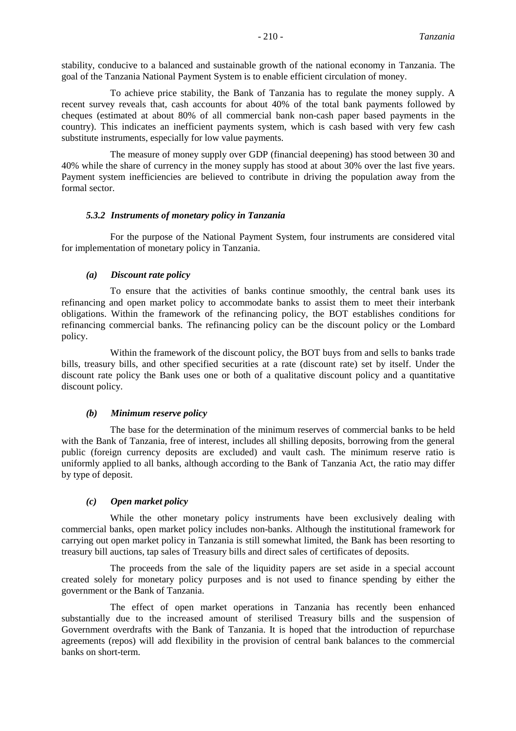stability, conducive to a balanced and sustainable growth of the national economy in Tanzania. The goal of the Tanzania National Payment System is to enable efficient circulation of money.

To achieve price stability, the Bank of Tanzania has to regulate the money supply. A recent survey reveals that, cash accounts for about 40% of the total bank payments followed by cheques (estimated at about 80% of all commercial bank non-cash paper based payments in the country). This indicates an inefficient payments system, which is cash based with very few cash substitute instruments, especially for low value payments.

The measure of money supply over GDP (financial deepening) has stood between 30 and 40% while the share of currency in the money supply has stood at about 30% over the last five years. Payment system inefficiencies are believed to contribute in driving the population away from the formal sector.

### *5.3.2 Instruments of monetary policy in Tanzania*

For the purpose of the National Payment System, four instruments are considered vital for implementation of monetary policy in Tanzania.

#### *(a) Discount rate policy*

To ensure that the activities of banks continue smoothly, the central bank uses its refinancing and open market policy to accommodate banks to assist them to meet their interbank obligations. Within the framework of the refinancing policy, the BOT establishes conditions for refinancing commercial banks. The refinancing policy can be the discount policy or the Lombard policy.

Within the framework of the discount policy, the BOT buys from and sells to banks trade bills, treasury bills, and other specified securities at a rate (discount rate) set by itself. Under the discount rate policy the Bank uses one or both of a qualitative discount policy and a quantitative discount policy.

#### *(b) Minimum reserve policy*

The base for the determination of the minimum reserves of commercial banks to be held with the Bank of Tanzania, free of interest, includes all shilling deposits, borrowing from the general public (foreign currency deposits are excluded) and vault cash. The minimum reserve ratio is uniformly applied to all banks, although according to the Bank of Tanzania Act, the ratio may differ by type of deposit.

#### *(c) Open market policy*

While the other monetary policy instruments have been exclusively dealing with commercial banks, open market policy includes non-banks. Although the institutional framework for carrying out open market policy in Tanzania is still somewhat limited, the Bank has been resorting to treasury bill auctions, tap sales of Treasury bills and direct sales of certificates of deposits.

The proceeds from the sale of the liquidity papers are set aside in a special account created solely for monetary policy purposes and is not used to finance spending by either the government or the Bank of Tanzania.

The effect of open market operations in Tanzania has recently been enhanced substantially due to the increased amount of sterilised Treasury bills and the suspension of Government overdrafts with the Bank of Tanzania. It is hoped that the introduction of repurchase agreements (repos) will add flexibility in the provision of central bank balances to the commercial banks on short-term.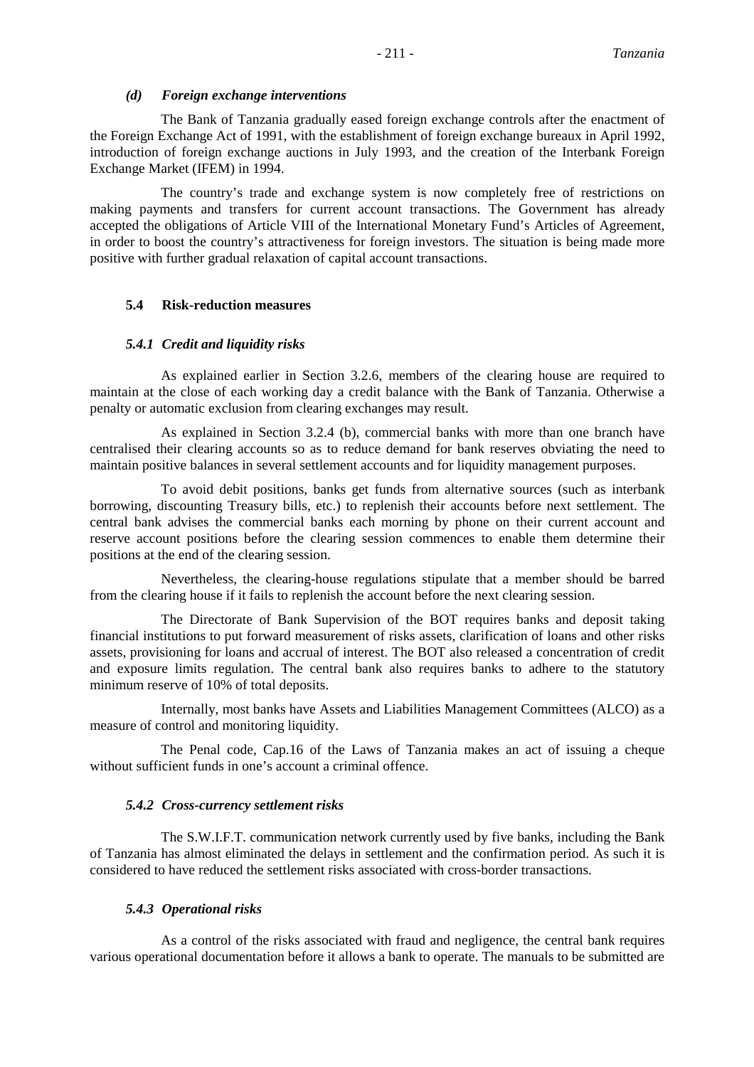#### *(d) Foreign exchange interventions*

The Bank of Tanzania gradually eased foreign exchange controls after the enactment of the Foreign Exchange Act of 1991, with the establishment of foreign exchange bureaux in April 1992, introduction of foreign exchange auctions in July 1993, and the creation of the Interbank Foreign Exchange Market (IFEM) in 1994.

The country's trade and exchange system is now completely free of restrictions on making payments and transfers for current account transactions. The Government has already accepted the obligations of Article VIII of the International Monetary Fund's Articles of Agreement, in order to boost the country's attractiveness for foreign investors. The situation is being made more positive with further gradual relaxation of capital account transactions.

## 5.4 Risk-reduction measures

### *5.4.1 Credit and liquidity risks*

As explained earlier in Section 3.2.6, members of the clearing house are required to maintain at the close of each working day a credit balance with the Bank of Tanzania. Otherwise a penalty or automatic exclusion from clearing exchanges may result.

As explained in Section 3.2.4 (b), commercial banks with more than one branch have centralised their clearing accounts so as to reduce demand for bank reserves obviating the need to maintain positive balances in several settlement accounts and for liquidity management purposes.

To avoid debit positions, banks get funds from alternative sources (such as interbank borrowing, discounting Treasury bills, etc.) to replenish their accounts before next settlement. The central bank advises the commercial banks each morning by phone on their current account and reserve account positions before the clearing session commences to enable them determine their positions at the end of the clearing session.

Nevertheless, the clearing-house regulations stipulate that a member should be barred from the clearing house if it fails to replenish the account before the next clearing session.

The Directorate of Bank Supervision of the BOT requires banks and deposit taking financial institutions to put forward measurement of risks assets, clarification of loans and other risks assets, provisioning for loans and accrual of interest. The BOT also released a concentration of credit and exposure limits regulation. The central bank also requires banks to adhere to the statutory minimum reserve of 10% of total deposits.

Internally, most banks have Assets and Liabilities Management Committees (ALCO) as a measure of control and monitoring liquidity.

The Penal code, Cap.16 of the Laws of Tanzania makes an act of issuing a cheque without sufficient funds in one's account a criminal offence.

### *5.4.2 Cross-currency settlement risks*

The S.W.I.F.T. communication network currently used by five banks, including the Bank of Tanzania has almost eliminated the delays in settlement and the confirmation period. As such it is considered to have reduced the settlement risks associated with cross-border transactions.

### *5.4.3 Operational risks*

As a control of the risks associated with fraud and negligence, the central bank requires various operational documentation before it allows a bank to operate. The manuals to be submitted are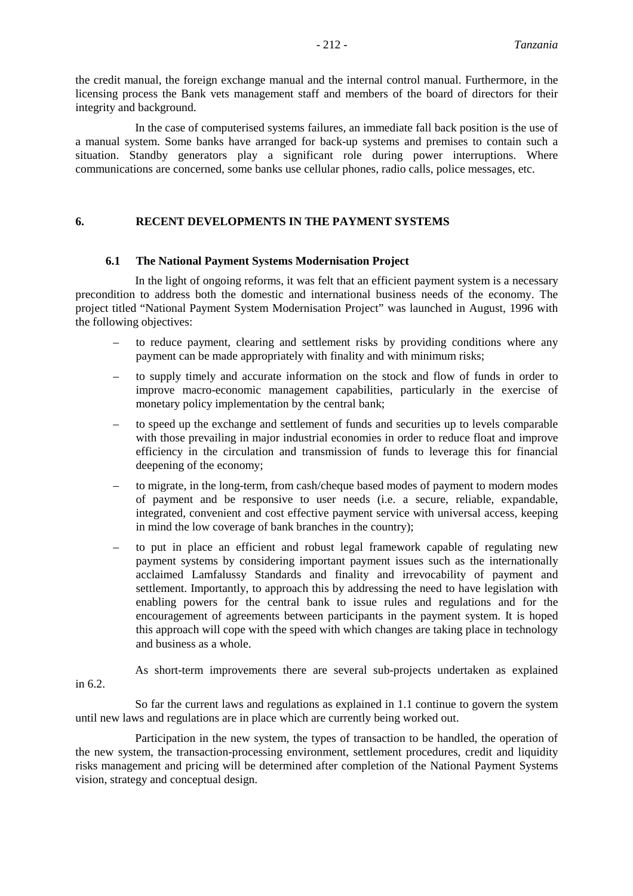the credit manual, the foreign exchange manual and the internal control manual. Furthermore, in the licensing process the Bank vets management staff and members of the board of directors for their integrity and background.

In the case of computerised systems failures, an immediate fall back position is the use of a manual system. Some banks have arranged for back-up systems and premises to contain such a situation. Standby generators play a significant role during power interruptions. Where communications are concerned, some banks use cellular phones, radio calls, police messages, etc.

## 6. RECENT DEVELOPMENTS IN THE PAYMENT SYSTEMS

### 6.1 The National Payment Systems Modernisation Project

In the light of ongoing reforms, it was felt that an efficient payment system is a necessary precondition to address both the domestic and international business needs of the economy. The project titled "National Payment System Modernisation Project" was launched in August, 1996 with the following objectives:

- to reduce payment, clearing and settlement risks by providing conditions where any payment can be made appropriately with finality and with minimum risks;
- to supply timely and accurate information on the stock and flow of funds in order to improve macro-economic management capabilities, particularly in the exercise of monetary policy implementation by the central bank;
- to speed up the exchange and settlement of funds and securities up to levels comparable with those prevailing in major industrial economies in order to reduce float and improve efficiency in the circulation and transmission of funds to leverage this for financial deepening of the economy;
- to migrate, in the long-term, from cash/cheque based modes of payment to modern modes of payment and be responsive to user needs (i.e. a secure, reliable, expandable, integrated, convenient and cost effective payment service with universal access, keeping in mind the low coverage of bank branches in the country);
- to put in place an efficient and robust legal framework capable of regulating new payment systems by considering important payment issues such as the internationally acclaimed Lamfalussy Standards and finality and irrevocability of payment and settlement. Importantly, to approach this by addressing the need to have legislation with enabling powers for the central bank to issue rules and regulations and for the encouragement of agreements between participants in the payment system. It is hoped this approach will cope with the speed with which changes are taking place in technology and business as a whole.

As short-term improvements there are several sub-projects undertaken as explained in 6.2.

So far the current laws and regulations as explained in 1.1 continue to govern the system until new laws and regulations are in place which are currently being worked out.

Participation in the new system, the types of transaction to be handled, the operation of the new system, the transaction-processing environment, settlement procedures, credit and liquidity risks management and pricing will be determined after completion of the National Payment Systems vision, strategy and conceptual design.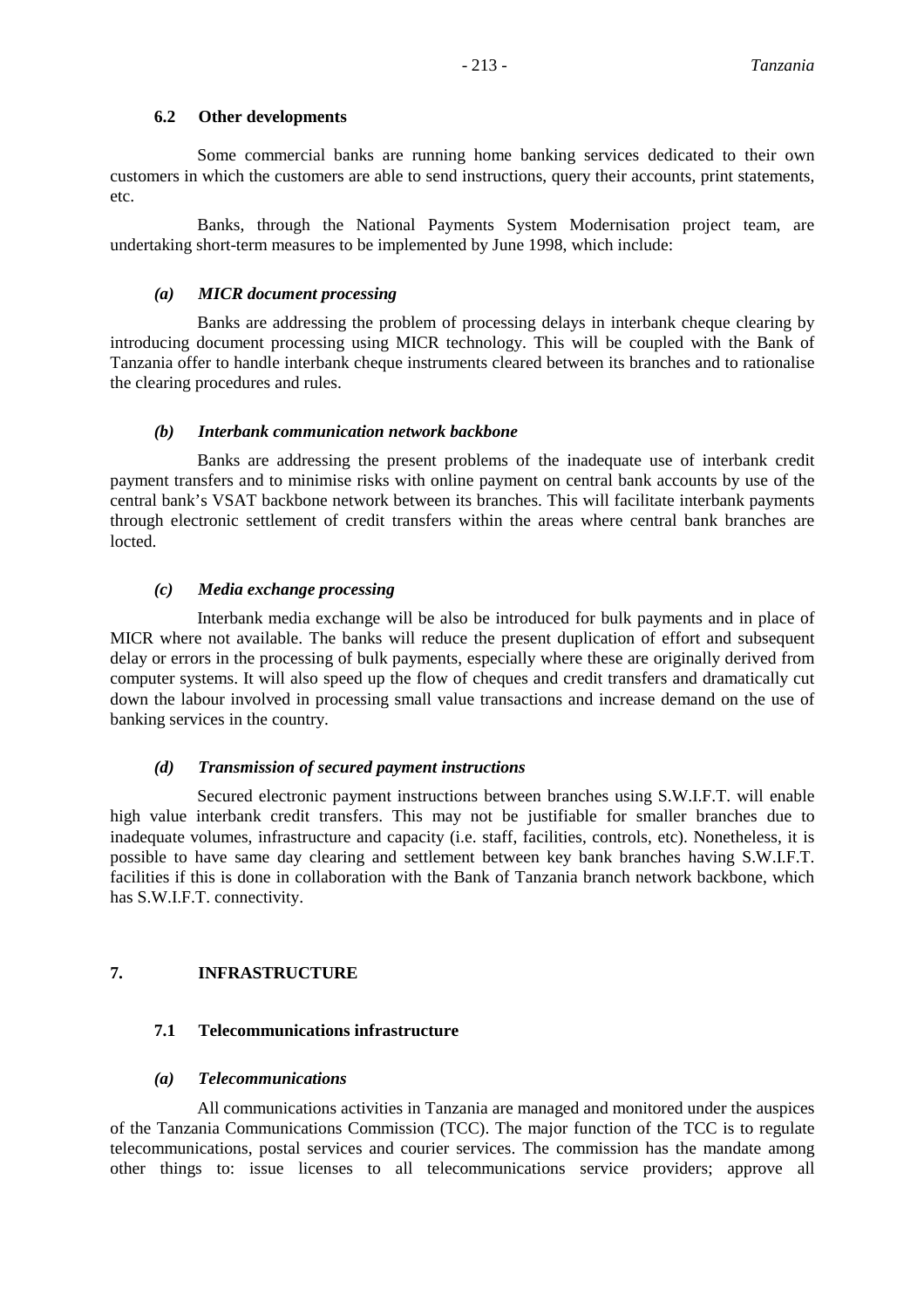### 6.2 Other developments

Some commercial banks are running home banking services dedicated to their own customers in which the customers are able to send instructions, query their accounts, print statements, etc.

Banks, through the National Payments System Modernisation project team, are undertaking short-term measures to be implemented by June 1998, which include:

#### *(a) MICR document processing*

Banks are addressing the problem of processing delays in interbank cheque clearing by introducing document processing using MICR technology. This will be coupled with the Bank of Tanzania offer to handle interbank cheque instruments cleared between its branches and to rationalise the clearing procedures and rules.

#### *(b) Interbank communication network backbone*

Banks are addressing the present problems of the inadequate use of interbank credit payment transfers and to minimise risks with online payment on central bank accounts by use of the central bank's VSAT backbone network between its branches. This will facilitate interbank payments through electronic settlement of credit transfers within the areas where central bank branches are locted.

#### *(c) Media exchange processing*

Interbank media exchange will be also be introduced for bulk payments and in place of MICR where not available. The banks will reduce the present duplication of effort and subsequent delay or errors in the processing of bulk payments, especially where these are originally derived from computer systems. It will also speed up the flow of cheques and credit transfers and dramatically cut down the labour involved in processing small value transactions and increase demand on the use of banking services in the country.

#### *(d) Transmission of secured payment instructions*

Secured electronic payment instructions between branches using S.W.I.F.T. will enable high value interbank credit transfers. This may not be justifiable for smaller branches due to inadequate volumes, infrastructure and capacity (i.e. staff, facilities, controls, etc). Nonetheless, it is possible to have same day clearing and settlement between key bank branches having S.W.I.F.T. facilities if this is done in collaboration with the Bank of Tanzania branch network backbone, which has S.W.I.F.T. connectivity.

## 7. INFRASTRUCTURE

### 7.1 Telecommunications infrastructure

#### *(a) Telecommunications*

All communications activities in Tanzania are managed and monitored under the auspices of the Tanzania Communications Commission (TCC). The major function of the TCC is to regulate telecommunications, postal services and courier services. The commission has the mandate among other things to: issue licenses to all telecommunications service providers; approve all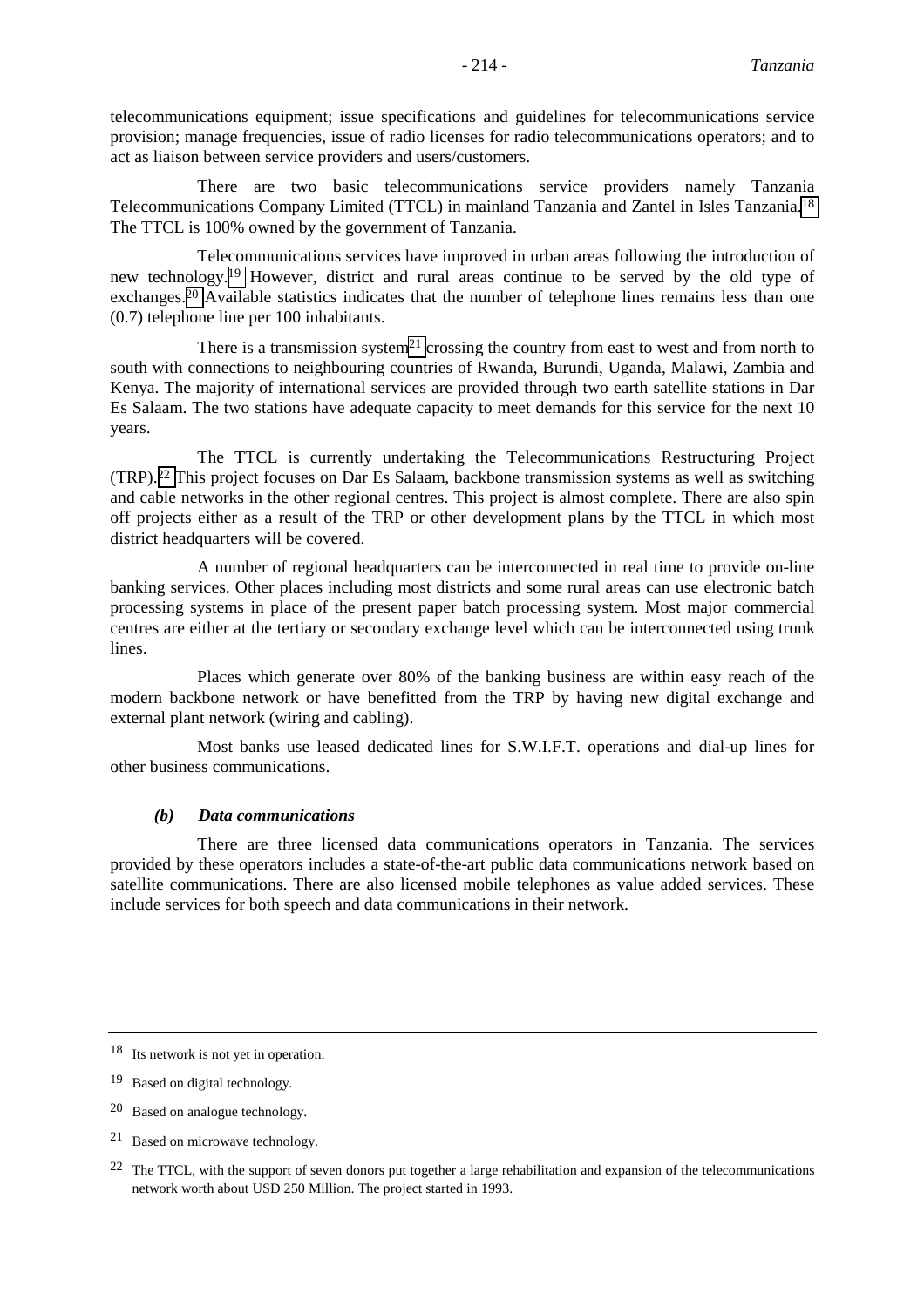telecommunications equipment; issue specifications and guidelines for telecommunications service provision; manage frequencies, issue of radio licenses for radio telecommunications operators; and to act as liaison between service providers and users/customers.

There are two basic telecommunications service providers namely Tanzania Telecommunications Company Limited (TTCL) in mainland Tanzania and Zantel in Isles Tanzania.[18] The TTCL is 100% owned by the government of Tanzania.

Telecommunications services have improved in urban areas following the introduction of new technology.[19] However, district and rural areas continue to be served by the old type of exchanges.[20] Available statistics indicates that the number of telephone lines remains less than one (0.7) telephone line per 100 inhabitants.

There is a transmission system[21] crossing the country from east to west and from north to south with connections to neighbouring countries of Rwanda, Burundi, Uganda, Malawi, Zambia and Kenya. The majority of international services are provided through two earth satellite stations in Dar Es Salaam. The two stations have adequate capacity to meet demands for this service for the next 10 years.

The TTCL is currently undertaking the Telecommunications Restructuring Project (TRP).[22] This project focuses on Dar Es Salaam, backbone transmission systems as well as switching and cable networks in the other regional centres. This project is almost complete. There are also spin off projects either as a result of the TRP or other development plans by the TTCL in which most district headquarters will be covered.

A number of regional headquarters can be interconnected in real time to provide on-line banking services. Other places including most districts and some rural areas can use electronic batch processing systems in place of the present paper batch processing system. Most major commercial centres are either at the tertiary or secondary exchange level which can be interconnected using trunk lines.

Places which generate over 80% of the banking business are within easy reach of the modern backbone network or have benefitted from the TRP by having new digital exchange and external plant network (wiring and cabling).

Most banks use leased dedicated lines for S.W.I.F.T. operations and dial-up lines for other business communications.

#### *(b) Data communications*

There are three licensed data communications operators in Tanzania. The services provided by these operators includes a state-of-the-art public data communications network based on satellite communications. There are also licensed mobile telephones as value added services. These include services for both speech and data communications in their network.

---

[18] Its network is not yet in operation.

[19] Based on digital technology.

[20] Based on analogue technology.

[21] Based on microwave technology.

[22] The TTCL, with the support of seven donors put together a large rehabilitation and expansion of the telecommunications network worth about USD 250 Million. The project started in 1993.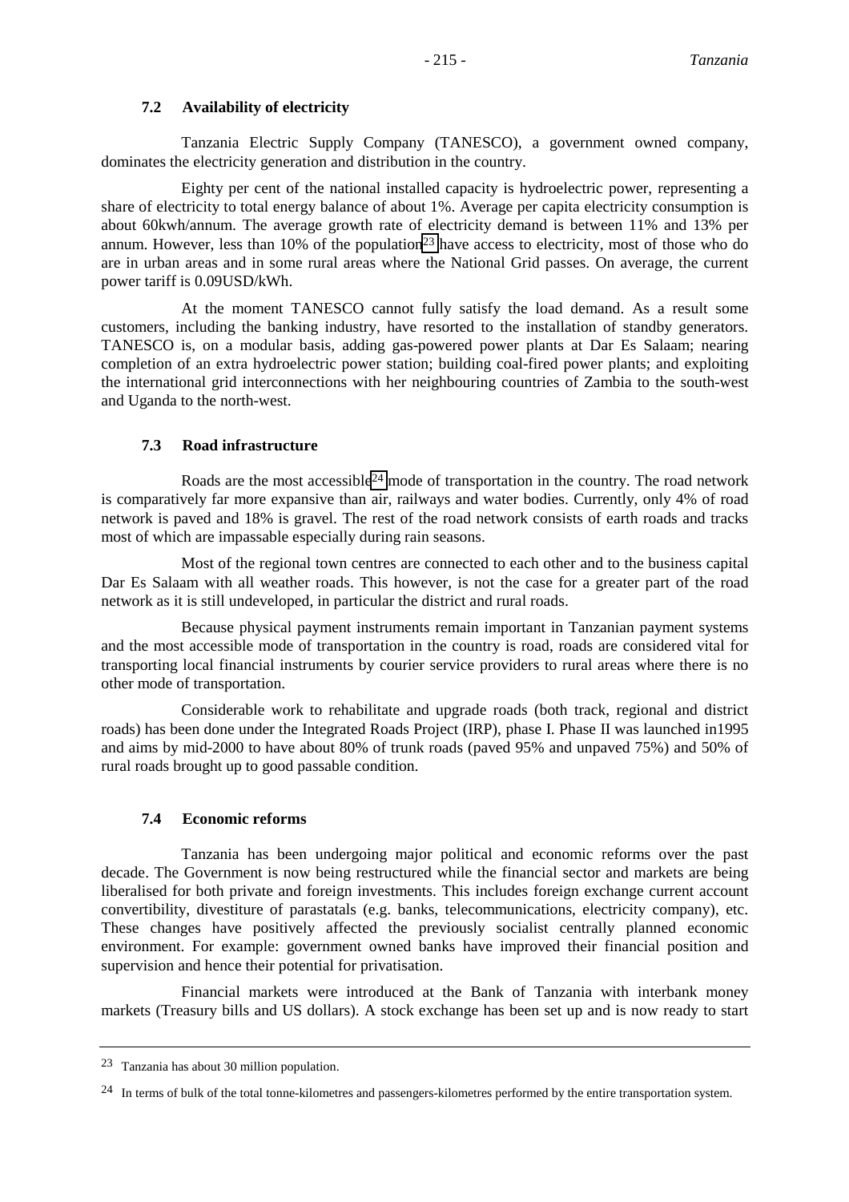### 7.2 Availability of electricity

Tanzania Electric Supply Company (TANESCO), a government owned company, dominates the electricity generation and distribution in the country.

Eighty per cent of the national installed capacity is hydroelectric power, representing a share of electricity to total energy balance of about 1%. Average per capita electricity consumption is about 60kwh/annum. The average growth rate of electricity demand is between 11% and 13% per annum. However, less than 10% of the population[23] have access to electricity, most of those who do are in urban areas and in some rural areas where the National Grid passes. On average, the current power tariff is 0.09USD/kWh.

At the moment TANESCO cannot fully satisfy the load demand. As a result some customers, including the banking industry, have resorted to the installation of standby generators. TANESCO is, on a modular basis, adding gas-powered power plants at Dar Es Salaam; nearing completion of an extra hydroelectric power station; building coal-fired power plants; and exploiting the international grid interconnections with her neighbouring countries of Zambia to the south-west and Uganda to the north-west.

### 7.3 Road infrastructure

Roads are the most accessible[24] mode of transportation in the country. The road network is comparatively far more expansive than air, railways and water bodies. Currently, only 4% of road network is paved and 18% is gravel. The rest of the road network consists of earth roads and tracks most of which are impassable especially during rain seasons.

Most of the regional town centres are connected to each other and to the business capital Dar Es Salaam with all weather roads. This however, is not the case for a greater part of the road network as it is still undeveloped, in particular the district and rural roads.

Because physical payment instruments remain important in Tanzanian payment systems and the most accessible mode of transportation in the country is road, roads are considered vital for transporting local financial instruments by courier service providers to rural areas where there is no other mode of transportation.

Considerable work to rehabilitate and upgrade roads (both track, regional and district roads) has been done under the Integrated Roads Project (IRP), phase I. Phase II was launched in1995 and aims by mid-2000 to have about 80% of trunk roads (paved 95% and unpaved 75%) and 50% of rural roads brought up to good passable condition.

### 7.4 Economic reforms

Tanzania has been undergoing major political and economic reforms over the past decade. The Government is now being restructured while the financial sector and markets are being liberalised for both private and foreign investments. This includes foreign exchange current account convertibility, divestiture of parastatals (e.g. banks, telecommunications, electricity company), etc. These changes have positively affected the previously socialist centrally planned economic environment. For example: government owned banks have improved their financial position and supervision and hence their potential for privatisation.

Financial markets were introduced at the Bank of Tanzania with interbank money markets (Treasury bills and US dollars). A stock exchange has been set up and is now ready to start

---

[23] Tanzania has about 30 million population.

[24] In terms of bulk of the total tonne-kilometres and passengers-kilometres performed by the entire transportation system.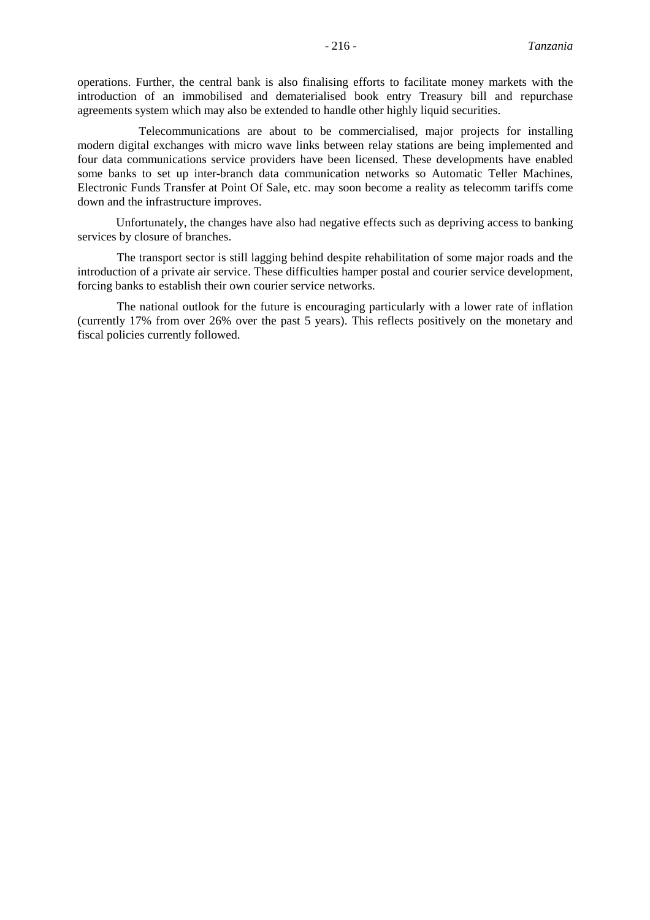operations. Further, the central bank is also finalising efforts to facilitate money markets with the introduction of an immobilised and dematerialised book entry Treasury bill and repurchase agreements system which may also be extended to handle other highly liquid securities.

Telecommunications are about to be commercialised, major projects for installing modern digital exchanges with micro wave links between relay stations are being implemented and four data communications service providers have been licensed. These developments have enabled some banks to set up inter-branch data communication networks so Automatic Teller Machines, Electronic Funds Transfer at Point Of Sale, etc. may soon become a reality as telecomm tariffs come down and the infrastructure improves.

Unfortunately, the changes have also had negative effects such as depriving access to banking services by closure of branches.

The transport sector is still lagging behind despite rehabilitation of some major roads and the introduction of a private air service. These difficulties hamper postal and courier service development, forcing banks to establish their own courier service networks.

The national outlook for the future is encouraging particularly with a lower rate of inflation (currently 17% from over 26% over the past 5 years). This reflects positively on the monetary and fiscal policies currently followed.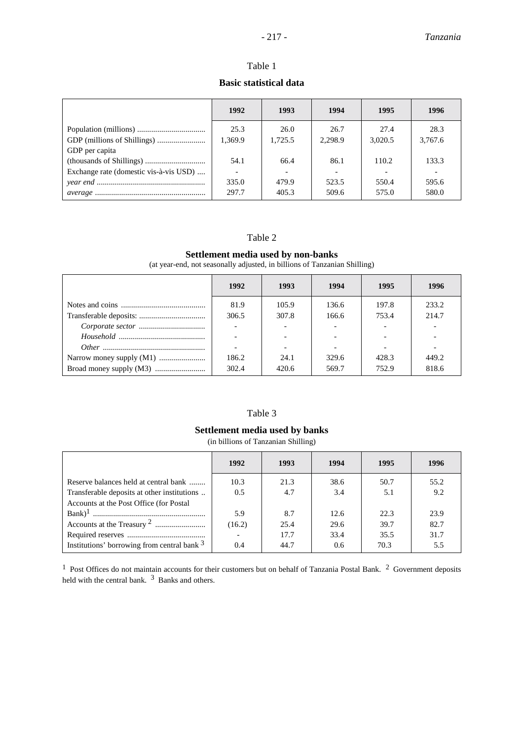Table 1

**Basic statistical data**

| | 1992 | 1993 | 1994 | 1995 | 1996 |
|---|---|---|---|---|---|
| Population (millions) | 25.3 | 26.0 | 26.7 | 27.4 | 28.3 |
| GDP (millions of Shillings) | 1,369.9 | 1,725.5 | 2,298.9 | 3,020.5 | 3,767.6 |
| GDP per capita (thousands of Shillings) | 54.1 | 66.4 | 86.1 | 110.2 | 133.3 |
| Exchange rate (domestic vis-à-vis USD) | - | - | - | - | - |
| *year end* | 335.0 | 479.9 | 523.5 | 550.4 | 595.6 |
| *average* | 297.7 | 405.3 | 509.6 | 575.0 | 580.0 |

Table 2

**Settlement media used by non-banks**

(at year-end, not seasonally adjusted, in billions of Tanzanian Shilling)

| | 1992 | 1993 | 1994 | 1995 | 1996 |
|---|---|---|---|---|---|
| Notes and coins | 81.9 | 105.9 | 136.6 | 197.8 | 233.2 |
| Transferable deposits: | 306.5 | 307.8 | 166.6 | 753.4 | 214.7 |
| *Corporate sector* | - | - | - | - | - |
| *Household* | - | - | - | - | - |
| *Other* | - | - | - | - | - |
| Narrow money supply (M1) | 186.2 | 24.1 | 329.6 | 428.3 | 449.2 |
| Broad money supply (M3) | 302.4 | 420.6 | 569.7 | 752.9 | 818.6 |

Table 3

**Settlement media used by banks**

(in billions of Tanzanian Shilling)

| | 1992 | 1993 | 1994 | 1995 | 1996 |
|---|---|---|---|---|---|
| Reserve balances held at central bank | 10.3 | 21.3 | 38.6 | 50.7 | 55.2 |
| Transferable deposits at other institutions | 0.5 | 4.7 | 3.4 | 5.1 | 9.2 |
| Accounts at the Post Office (for Postal Bank)[1] | 5.9 | 8.7 | 12.6 | 22.3 | 23.9 |
| Accounts at the Treasury [2] | (16.2) | 25.4 | 29.6 | 39.7 | 82.7 |
| Required reserves | - | 17.7 | 33.4 | 35.5 | 31.7 |
| Institutions' borrowing from central bank [3] | 0.4 | 44.7 | 0.6 | 70.3 | 5.5 |

[1] Post Offices do not maintain accounts for their customers but on behalf of Tanzania Postal Bank. [2] Government deposits held with the central bank. [3] Banks and others.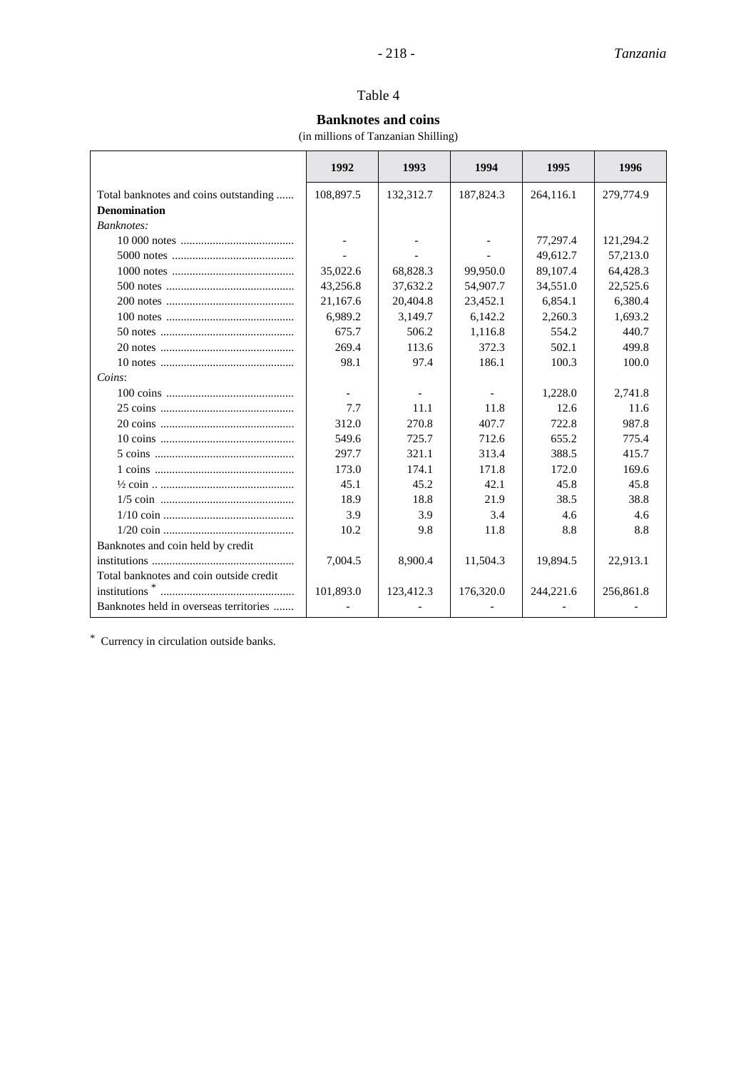Table 4

**Banknotes and coins**

(in millions of Tanzanian Shilling)

| | 1992 | 1993 | 1994 | 1995 | 1996 |
|---|---|---|---|---|---|
| Total banknotes and coins outstanding ...... | 108,897.5 | 132,312.7 | 187,824.3 | 264,116.1 | 279,774.9 |
| **Denomination** | | | | | |
| *Banknotes:* | | | | | |
| 10 000 notes ...................................... | - | - | - | 77,297.4 | 121,294.2 |
| 5000 notes .......................................... | - | - | - | 49,612.7 | 57,213.0 |
| 1000 notes .......................................... | 35,022.6 | 68,828.3 | 99,950.0 | 89,107.4 | 64,428.3 |
| 500 notes ............................................ | 43,256.8 | 37,632.2 | 54,907.7 | 34,551.0 | 22,525.6 |
| 200 notes ............................................ | 21,167.6 | 20,404.8 | 23,452.1 | 6,854.1 | 6,380.4 |
| 100 notes ............................................ | 6,989.2 | 3,149.7 | 6,142.2 | 2,260.3 | 1,693.2 |
| 50 notes .............................................. | 675.7 | 506.2 | 1,116.8 | 554.2 | 440.7 |
| 20 notes .............................................. | 269.4 | 113.6 | 372.3 | 502.1 | 499.8 |
| 10 notes .............................................. | 98.1 | 97.4 | 186.1 | 100.3 | 100.0 |
| *Coins*: | | | | | |
| 100 coins ............................................ | - | - | - | 1,228.0 | 2,741.8 |
| 25 coins .............................................. | 7.7 | 11.1 | 11.8 | 12.6 | 11.6 |
| 20 coins .............................................. | 312.0 | 270.8 | 407.7 | 722.8 | 987.8 |
| 10 coins .............................................. | 549.6 | 725.7 | 712.6 | 655.2 | 775.4 |
| 5 coins ................................................ | 297.7 | 321.1 | 313.4 | 388.5 | 415.7 |
| 1 coins ................................................ | 173.0 | 174.1 | 171.8 | 172.0 | 169.6 |
| ½ coin .. .............................................. | 45.1 | 45.2 | 42.1 | 45.8 | 45.8 |
| 1/5 coin .............................................. | 18.9 | 18.8 | 21.9 | 38.5 | 38.8 |
| 1/10 coin ............................................. | 3.9 | 3.9 | 3.4 | 4.6 | 4.6 |
| 1/20 coin ............................................. | 10.2 | 9.8 | 11.8 | 8.8 | 8.8 |
| Banknotes and coin held by credit institutions ................................................ | 7,004.5 | 8,900.4 | 11,504.3 | 19,894.5 | 22,913.1 |
| Total banknotes and coin outside credit institutions * ............................................. | 101,893.0 | 123,412.3 | 176,320.0 | 244,221.6 | 256,861.8 |
| Banknotes held in overseas territories ....... | - | - | - | - | - |

\* Currency in circulation outside banks.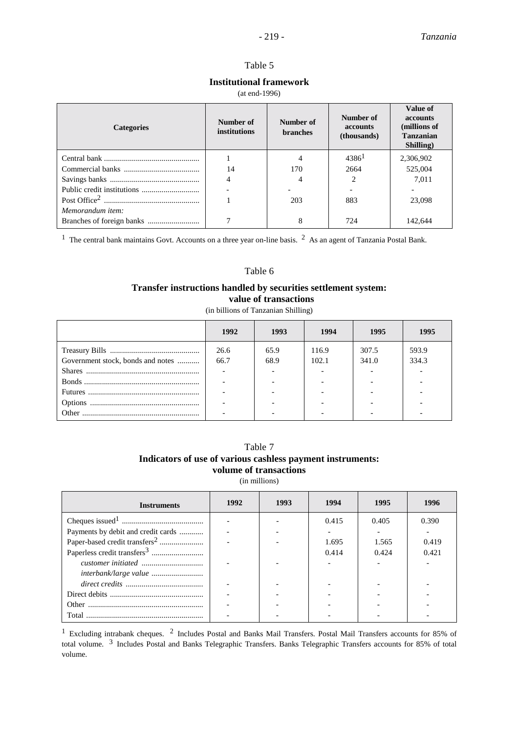Table 5

**Institutional framework**

(at end-1996)

| Categories | Number of institutions | Number of branches | Number of accounts (thousands) | Value of accounts (millions of Tanzanian Shilling) |
|---|---|---|---|---|
| Central bank | 1 | 4 | 4386[1] | 2,306,902 |
| Commercial banks | 14 | 170 | 2664 | 525,004 |
| Savings banks | 4 | 4 | 2 | 7,011 |
| Public credit institutions | - | - | - | - |
| Post Office[2] | 1 | 203 | 883 | 23,098 |
| *Memorandum item:* | | | | |
| Branches of foreign banks | 7 | 8 | 724 | 142,644 |

[1] The central bank maintains Govt. Accounts on a three year on-line basis. [2] As an agent of Tanzania Postal Bank.

Table 6

**Transfer instructions handled by securities settlement system: value of transactions**

(in billions of Tanzanian Shilling)

| | 1992 | 1993 | 1994 | 1995 | 1995 |
|---|---|---|---|---|---|
| Treasury Bills | 26.6 | 65.9 | 116.9 | 307.5 | 593.9 |
| Government stock, bonds and notes | 66.7 | 68.9 | 102.1 | 341.0 | 334.3 |
| Shares | - | - | - | - | - |
| Bonds | - | - | - | - | - |
| Futures | - | - | - | - | - |
| Options | - | - | - | - | - |
| Other | - | - | - | - | - |

Table 7

**Indicators of use of various cashless payment instruments: volume of transactions**

(in millions)

| Instruments | 1992 | 1993 | 1994 | 1995 | 1996 |
|---|---|---|---|---|---|
| Cheques issued[1] | - | - | 0.415 | 0.405 | 0.390 |
| Payments by debit and credit cards | - | - | - | - | - |
| Paper-based credit transfers[2] | - | - | 1.695 | 1.565 | 0.419 |
| Paperless credit transfers[3] | | | 0.414 | 0.424 | 0.421 |
| *customer initiated* | - | - | - | - | - |
| *interbank/large value* | | | | | |
| *direct credits* | - | - | - | - | - |
| Direct debits | - | - | - | - | - |
| Other | - | - | - | - | - |
| Total | - | - | - | - | - |

[1] Excluding intrabank cheques. [2] Includes Postal and Banks Mail Transfers. Postal Mail Transfers accounts for 85% of total volume. [3] Includes Postal and Banks Telegraphic Transfers. Banks Telegraphic Transfers accounts for 85% of total volume.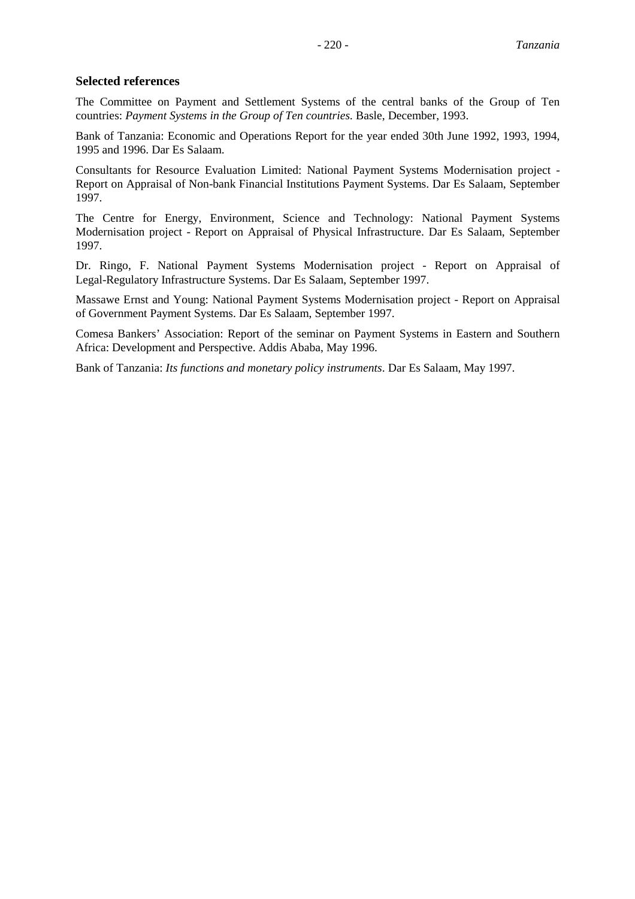### Selected references

The Committee on Payment and Settlement Systems of the central banks of the Group of Ten countries: *Payment Systems in the Group of Ten countries.* Basle, December, 1993.

Bank of Tanzania: Economic and Operations Report for the year ended 30th June 1992, 1993, 1994, 1995 and 1996. Dar Es Salaam.

Consultants for Resource Evaluation Limited: National Payment Systems Modernisation project - Report on Appraisal of Non-bank Financial Institutions Payment Systems. Dar Es Salaam, September 1997.

The Centre for Energy, Environment, Science and Technology: National Payment Systems Modernisation project - Report on Appraisal of Physical Infrastructure. Dar Es Salaam, September 1997.

Dr. Ringo, F. National Payment Systems Modernisation project - Report on Appraisal of Legal-Regulatory Infrastructure Systems. Dar Es Salaam, September 1997.

Massawe Ernst and Young: National Payment Systems Modernisation project - Report on Appraisal of Government Payment Systems. Dar Es Salaam, September 1997.

Comesa Bankers' Association: Report of the seminar on Payment Systems in Eastern and Southern Africa: Development and Perspective. Addis Ababa, May 1996.

Bank of Tanzania: *Its functions and monetary policy instruments*. Dar Es Salaam, May 1997.